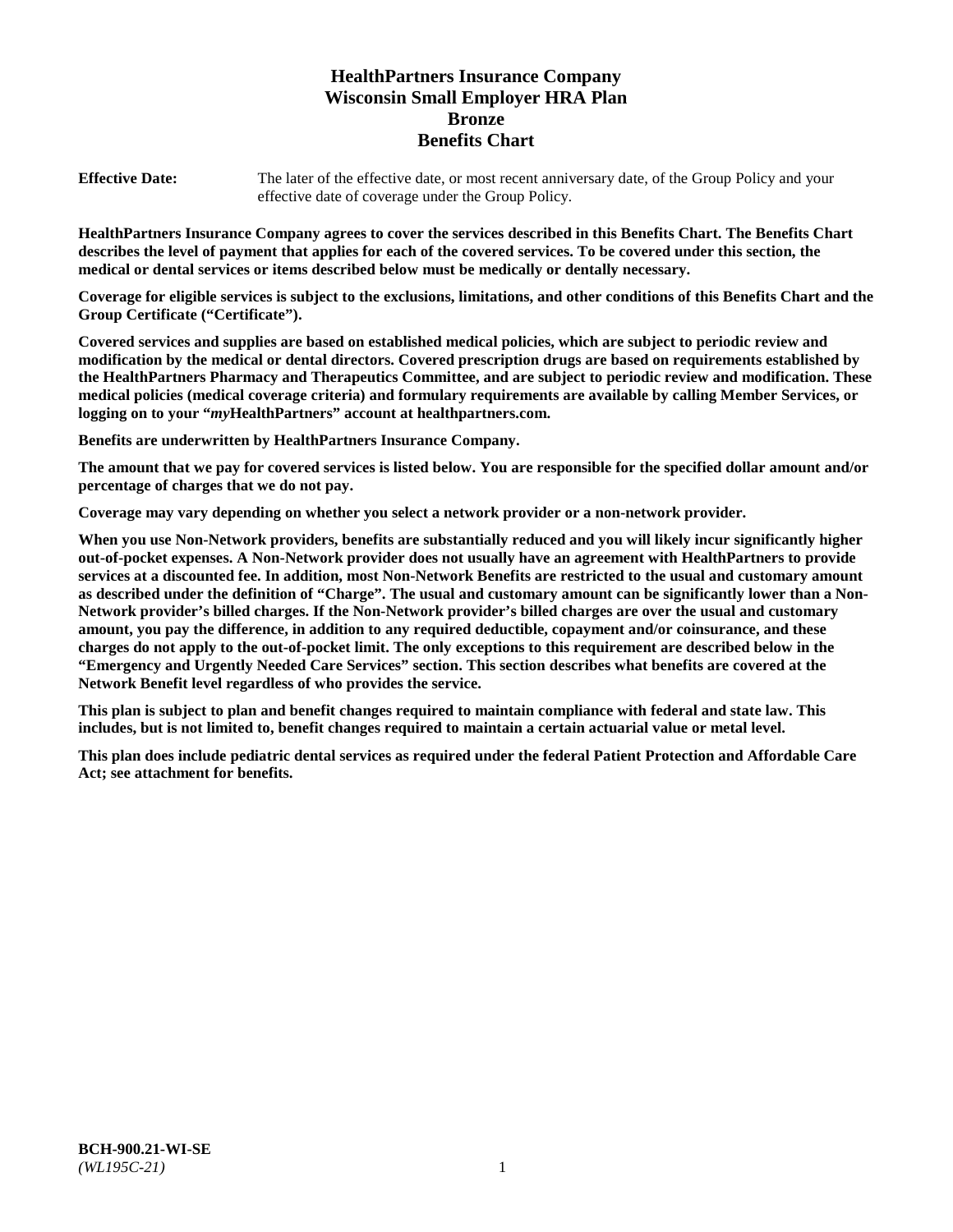# HealthPartners Insurance Company
# Wisconsin Small Employer HRA Plan
# Bronze
# Benefits Chart

**Effective Date:** The later of the effective date, or most recent anniversary date, of the Group Policy and your effective date of coverage under the Group Policy.

**HealthPartners Insurance Company agrees to cover the services described in this Benefits Chart. The Benefits Chart describes the level of payment that applies for each of the covered services. To be covered under this section, the medical or dental services or items described below must be medically or dentally necessary.**

**Coverage for eligible services is subject to the exclusions, limitations, and other conditions of this Benefits Chart and the Group Certificate ("Certificate").**

**Covered services and supplies are based on established medical policies, which are subject to periodic review and modification by the medical or dental directors. Covered prescription drugs are based on requirements established by the HealthPartners Pharmacy and Therapeutics Committee, and are subject to periodic review and modification. These medical policies (medical coverage criteria) and formulary requirements are available by calling Member Services, or logging on to your "*my*HealthPartners" account at healthpartners.com.**

**Benefits are underwritten by HealthPartners Insurance Company.**

**The amount that we pay for covered services is listed below. You are responsible for the specified dollar amount and/or percentage of charges that we do not pay.**

**Coverage may vary depending on whether you select a network provider or a non-network provider.**

**When you use Non-Network providers, benefits are substantially reduced and you will likely incur significantly higher out-of-pocket expenses. A Non-Network provider does not usually have an agreement with HealthPartners to provide services at a discounted fee. In addition, most Non-Network Benefits are restricted to the usual and customary amount as described under the definition of "Charge". The usual and customary amount can be significantly lower than a Non-Network provider's billed charges. If the Non-Network provider's billed charges are over the usual and customary amount, you pay the difference, in addition to any required deductible, copayment and/or coinsurance, and these charges do not apply to the out-of-pocket limit. The only exceptions to this requirement are described below in the "Emergency and Urgently Needed Care Services" section. This section describes what benefits are covered at the Network Benefit level regardless of who provides the service.**

**This plan is subject to plan and benefit changes required to maintain compliance with federal and state law. This includes, but is not limited to, benefit changes required to maintain a certain actuarial value or metal level.**

**This plan does include pediatric dental services as required under the federal Patient Protection and Affordable Care Act; see attachment for benefits.**

**BCH-900.21-WI-SE**
*(WL195C-21)*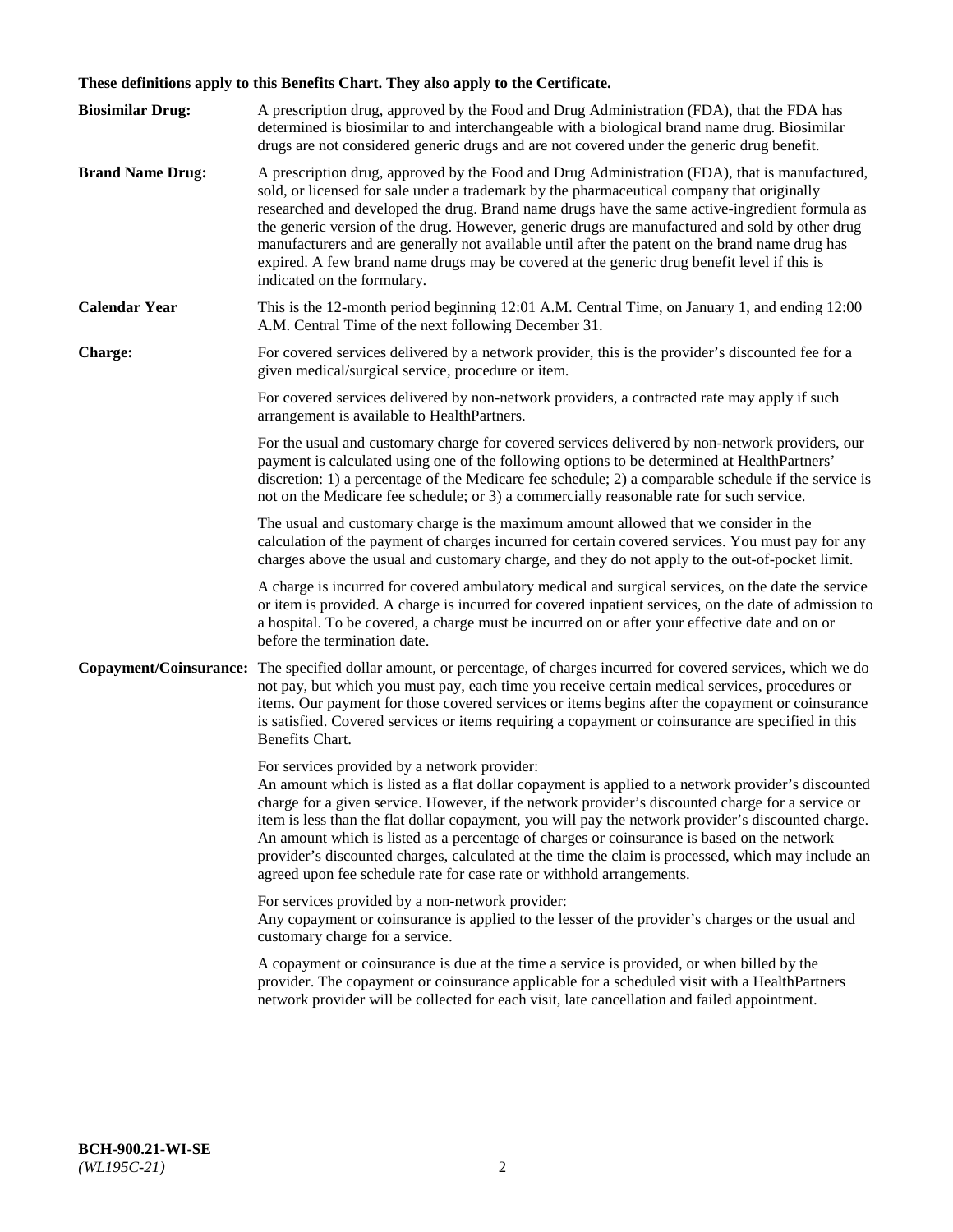**These definitions apply to this Benefits Chart. They also apply to the Certificate.**

**Biosimilar Drug:** A prescription drug, approved by the Food and Drug Administration (FDA), that the FDA has determined is biosimilar to and interchangeable with a biological brand name drug. Biosimilar drugs are not considered generic drugs and are not covered under the generic drug benefit.

**Brand Name Drug:** A prescription drug, approved by the Food and Drug Administration (FDA), that is manufactured, sold, or licensed for sale under a trademark by the pharmaceutical company that originally researched and developed the drug. Brand name drugs have the same active-ingredient formula as the generic version of the drug. However, generic drugs are manufactured and sold by other drug manufacturers and are generally not available until after the patent on the brand name drug has expired. A few brand name drugs may be covered at the generic drug benefit level if this is indicated on the formulary.

**Calendar Year** This is the 12-month period beginning 12:01 A.M. Central Time, on January 1, and ending 12:00 A.M. Central Time of the next following December 31.

**Charge:** For covered services delivered by a network provider, this is the provider's discounted fee for a given medical/surgical service, procedure or item.

For covered services delivered by non-network providers, a contracted rate may apply if such arrangement is available to HealthPartners.

For the usual and customary charge for covered services delivered by non-network providers, our payment is calculated using one of the following options to be determined at HealthPartners' discretion: 1) a percentage of the Medicare fee schedule; 2) a comparable schedule if the service is not on the Medicare fee schedule; or 3) a commercially reasonable rate for such service.

The usual and customary charge is the maximum amount allowed that we consider in the calculation of the payment of charges incurred for certain covered services. You must pay for any charges above the usual and customary charge, and they do not apply to the out-of-pocket limit.

A charge is incurred for covered ambulatory medical and surgical services, on the date the service or item is provided. A charge is incurred for covered inpatient services, on the date of admission to a hospital. To be covered, a charge must be incurred on or after your effective date and on or before the termination date.

**Copayment/Coinsurance:** The specified dollar amount, or percentage, of charges incurred for covered services, which we do not pay, but which you must pay, each time you receive certain medical services, procedures or items. Our payment for those covered services or items begins after the copayment or coinsurance is satisfied. Covered services or items requiring a copayment or coinsurance are specified in this Benefits Chart.

For services provided by a network provider:
An amount which is listed as a flat dollar copayment is applied to a network provider's discounted charge for a given service. However, if the network provider's discounted charge for a service or item is less than the flat dollar copayment, you will pay the network provider's discounted charge. An amount which is listed as a percentage of charges or coinsurance is based on the network provider's discounted charges, calculated at the time the claim is processed, which may include an agreed upon fee schedule rate for case rate or withhold arrangements.

For services provided by a non-network provider:
Any copayment or coinsurance is applied to the lesser of the provider's charges or the usual and customary charge for a service.

A copayment or coinsurance is due at the time a service is provided, or when billed by the provider. The copayment or coinsurance applicable for a scheduled visit with a HealthPartners network provider will be collected for each visit, late cancellation and failed appointment.

**BCH-900.21-WI-SE**
*(WL195C-21)*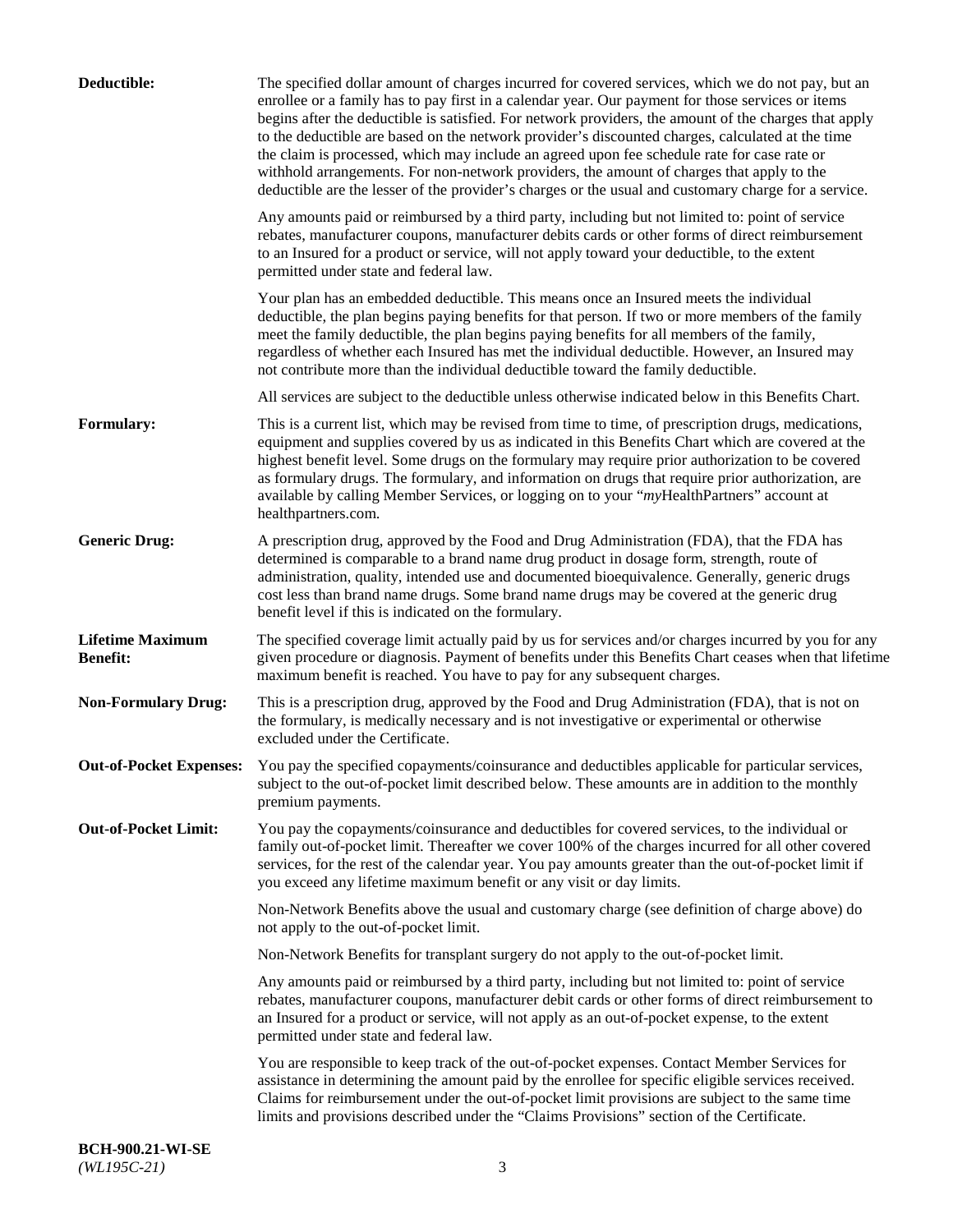**Deductible:** The specified dollar amount of charges incurred for covered services, which we do not pay, but an enrollee or a family has to pay first in a calendar year. Our payment for those services or items begins after the deductible is satisfied. For network providers, the amount of the charges that apply to the deductible are based on the network provider's discounted charges, calculated at the time the claim is processed, which may include an agreed upon fee schedule rate for case rate or withhold arrangements. For non-network providers, the amount of charges that apply to the deductible are the lesser of the provider's charges or the usual and customary charge for a service.

Any amounts paid or reimbursed by a third party, including but not limited to: point of service rebates, manufacturer coupons, manufacturer debits cards or other forms of direct reimbursement to an Insured for a product or service, will not apply toward your deductible, to the extent permitted under state and federal law.

Your plan has an embedded deductible. This means once an Insured meets the individual deductible, the plan begins paying benefits for that person. If two or more members of the family meet the family deductible, the plan begins paying benefits for all members of the family, regardless of whether each Insured has met the individual deductible. However, an Insured may not contribute more than the individual deductible toward the family deductible.

All services are subject to the deductible unless otherwise indicated below in this Benefits Chart.

**Formulary:** This is a current list, which may be revised from time to time, of prescription drugs, medications, equipment and supplies covered by us as indicated in this Benefits Chart which are covered at the highest benefit level. Some drugs on the formulary may require prior authorization to be covered as formulary drugs. The formulary, and information on drugs that require prior authorization, are available by calling Member Services, or logging on to your "*my*HealthPartners" account at healthpartners.com.

**Generic Drug:** A prescription drug, approved by the Food and Drug Administration (FDA), that the FDA has determined is comparable to a brand name drug product in dosage form, strength, route of administration, quality, intended use and documented bioequivalence. Generally, generic drugs cost less than brand name drugs. Some brand name drugs may be covered at the generic drug benefit level if this is indicated on the formulary.

**Lifetime Maximum Benefit:** The specified coverage limit actually paid by us for services and/or charges incurred by you for any given procedure or diagnosis. Payment of benefits under this Benefits Chart ceases when that lifetime maximum benefit is reached. You have to pay for any subsequent charges.

**Non-Formulary Drug:** This is a prescription drug, approved by the Food and Drug Administration (FDA), that is not on the formulary, is medically necessary and is not investigative or experimental or otherwise excluded under the Certificate.

**Out-of-Pocket Expenses:** You pay the specified copayments/coinsurance and deductibles applicable for particular services, subject to the out-of-pocket limit described below. These amounts are in addition to the monthly premium payments.

**Out-of-Pocket Limit:** You pay the copayments/coinsurance and deductibles for covered services, to the individual or family out-of-pocket limit. Thereafter we cover 100% of the charges incurred for all other covered services, for the rest of the calendar year. You pay amounts greater than the out-of-pocket limit if you exceed any lifetime maximum benefit or any visit or day limits.

Non-Network Benefits above the usual and customary charge (see definition of charge above) do not apply to the out-of-pocket limit.

Non-Network Benefits for transplant surgery do not apply to the out-of-pocket limit.

Any amounts paid or reimbursed by a third party, including but not limited to: point of service rebates, manufacturer coupons, manufacturer debit cards or other forms of direct reimbursement to an Insured for a product or service, will not apply as an out-of-pocket expense, to the extent permitted under state and federal law.

You are responsible to keep track of the out-of-pocket expenses. Contact Member Services for assistance in determining the amount paid by the enrollee for specific eligible services received. Claims for reimbursement under the out-of-pocket limit provisions are subject to the same time limits and provisions described under the "Claims Provisions" section of the Certificate.

**BCH-900.21-WI-SE**
*(WL195C-21)*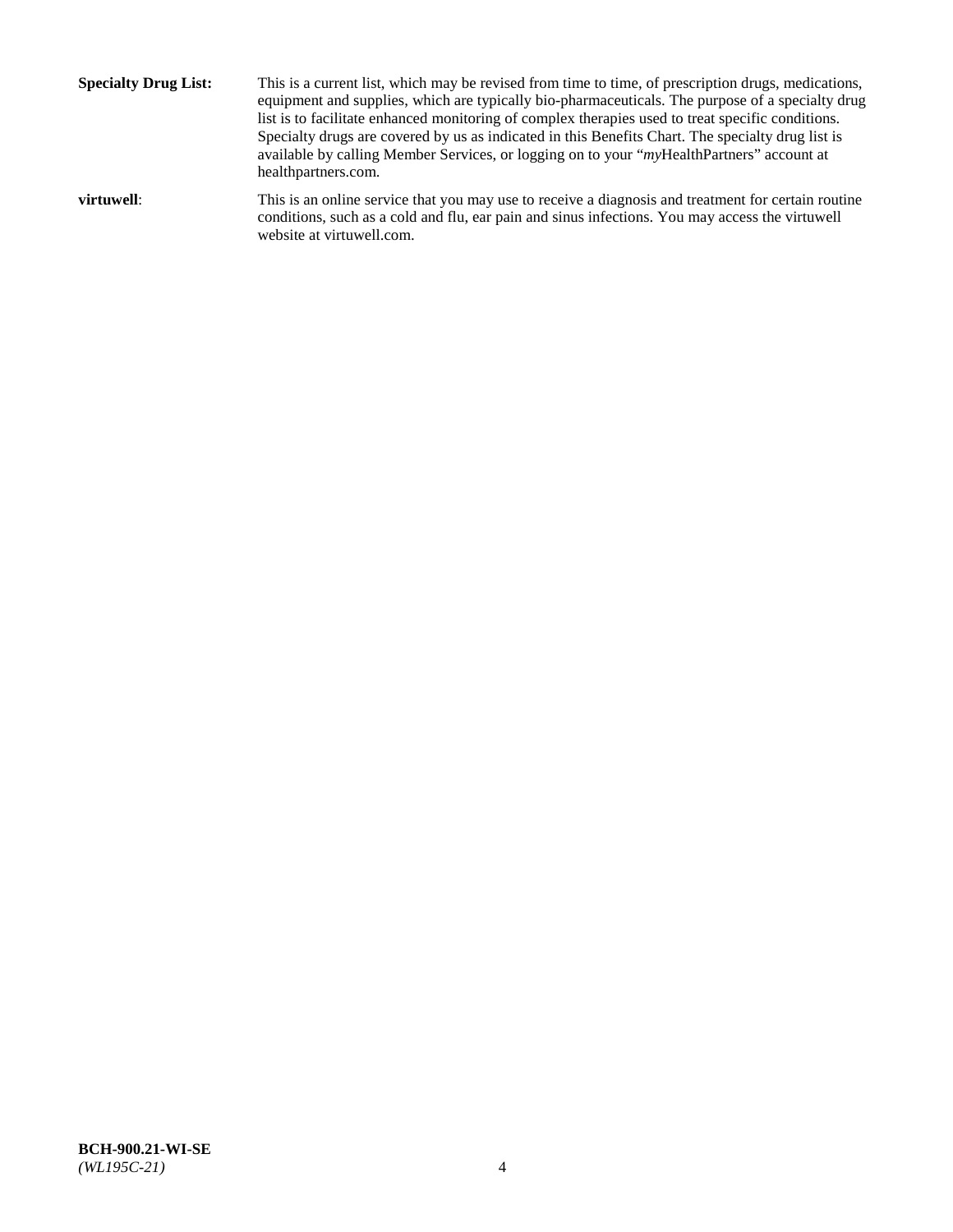**Specialty Drug List:** This is a current list, which may be revised from time to time, of prescription drugs, medications, equipment and supplies, which are typically bio-pharmaceuticals. The purpose of a specialty drug list is to facilitate enhanced monitoring of complex therapies used to treat specific conditions. Specialty drugs are covered by us as indicated in this Benefits Chart. The specialty drug list is available by calling Member Services, or logging on to your "*my*HealthPartners" account at healthpartners.com.

**virtuwell**: This is an online service that you may use to receive a diagnosis and treatment for certain routine conditions, such as a cold and flu, ear pain and sinus infections. You may access the virtuwell website at virtuwell.com.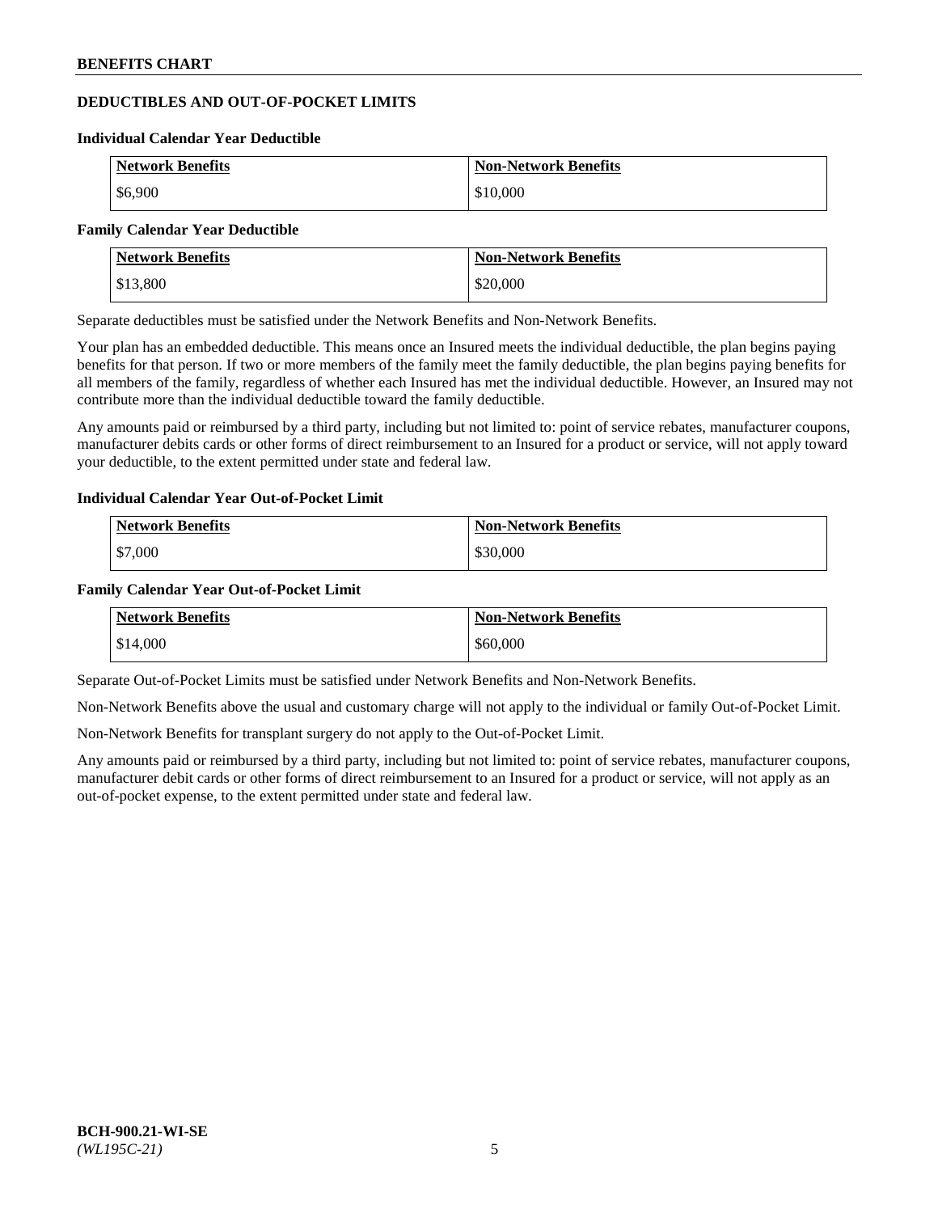## DEDUCTIBLES AND OUT-OF-POCKET LIMITS

### Individual Calendar Year Deductible

| Network Benefits | Non-Network Benefits |
|---|---|
| $6,900 | $10,000 |

### Family Calendar Year Deductible

| Network Benefits | Non-Network Benefits |
|---|---|
| $13,800 | $20,000 |

Separate deductibles must be satisfied under the Network Benefits and Non-Network Benefits.

Your plan has an embedded deductible. This means once an Insured meets the individual deductible, the plan begins paying benefits for that person. If two or more members of the family meet the family deductible, the plan begins paying benefits for all members of the family, regardless of whether each Insured has met the individual deductible. However, an Insured may not contribute more than the individual deductible toward the family deductible.

Any amounts paid or reimbursed by a third party, including but not limited to: point of service rebates, manufacturer coupons, manufacturer debits cards or other forms of direct reimbursement to an Insured for a product or service, will not apply toward your deductible, to the extent permitted under state and federal law.

### Individual Calendar Year Out-of-Pocket Limit

| Network Benefits | Non-Network Benefits |
|---|---|
| $7,000 | $30,000 |

### Family Calendar Year Out-of-Pocket Limit

| Network Benefits | Non-Network Benefits |
|---|---|
| $14,000 | $60,000 |

Separate Out-of-Pocket Limits must be satisfied under Network Benefits and Non-Network Benefits.

Non-Network Benefits above the usual and customary charge will not apply to the individual or family Out-of-Pocket Limit.

Non-Network Benefits for transplant surgery do not apply to the Out-of-Pocket Limit.

Any amounts paid or reimbursed by a third party, including but not limited to: point of service rebates, manufacturer coupons, manufacturer debit cards or other forms of direct reimbursement to an Insured for a product or service, will not apply as an out-of-pocket expense, to the extent permitted under state and federal law.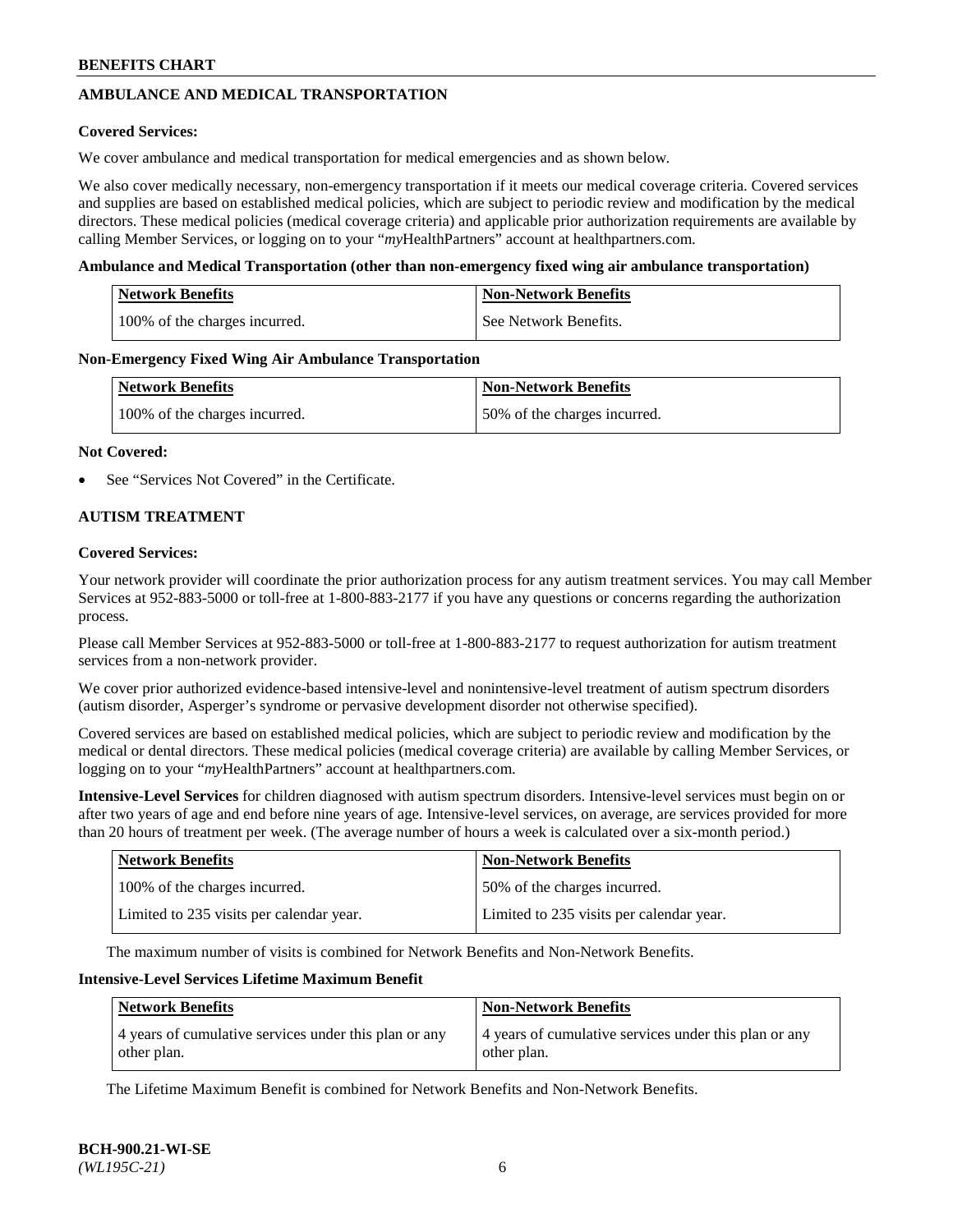## AMBULANCE AND MEDICAL TRANSPORTATION

**Covered Services:**

We cover ambulance and medical transportation for medical emergencies and as shown below.

We also cover medically necessary, non-emergency transportation if it meets our medical coverage criteria. Covered services and supplies are based on established medical policies, which are subject to periodic review and modification by the medical directors. These medical policies (medical coverage criteria) and applicable prior authorization requirements are available by calling Member Services, or logging on to your "*my*HealthPartners" account at healthpartners.com.

**Ambulance and Medical Transportation (other than non-emergency fixed wing air ambulance transportation)**

| Network Benefits | Non-Network Benefits |
|---|---|
| 100% of the charges incurred. | See Network Benefits. |

**Non-Emergency Fixed Wing Air Ambulance Transportation**

| Network Benefits | Non-Network Benefits |
|---|---|
| 100% of the charges incurred. | 50% of the charges incurred. |

**Not Covered:**

- See "Services Not Covered" in the Certificate.

## AUTISM TREATMENT

**Covered Services:**

Your network provider will coordinate the prior authorization process for any autism treatment services. You may call Member Services at 952-883-5000 or toll-free at 1-800-883-2177 if you have any questions or concerns regarding the authorization process.

Please call Member Services at 952-883-5000 or toll-free at 1-800-883-2177 to request authorization for autism treatment services from a non-network provider.

We cover prior authorized evidence-based intensive-level and nonintensive-level treatment of autism spectrum disorders (autism disorder, Asperger's syndrome or pervasive development disorder not otherwise specified).

Covered services are based on established medical policies, which are subject to periodic review and modification by the medical or dental directors. These medical policies (medical coverage criteria) are available by calling Member Services, or logging on to your "*my*HealthPartners" account at healthpartners.com.

**Intensive-Level Services** for children diagnosed with autism spectrum disorders. Intensive-level services must begin on or after two years of age and end before nine years of age. Intensive-level services, on average, are services provided for more than 20 hours of treatment per week. (The average number of hours a week is calculated over a six-month period.)

| Network Benefits | Non-Network Benefits |
|---|---|
| 100% of the charges incurred. | 50% of the charges incurred. |
| Limited to 235 visits per calendar year. | Limited to 235 visits per calendar year. |

The maximum number of visits is combined for Network Benefits and Non-Network Benefits.

**Intensive-Level Services Lifetime Maximum Benefit**

| Network Benefits | Non-Network Benefits |
|---|---|
| 4 years of cumulative services under this plan or any other plan. | 4 years of cumulative services under this plan or any other plan. |

The Lifetime Maximum Benefit is combined for Network Benefits and Non-Network Benefits.

**BCH-900.21-WI-SE**
*(WL195C-21)*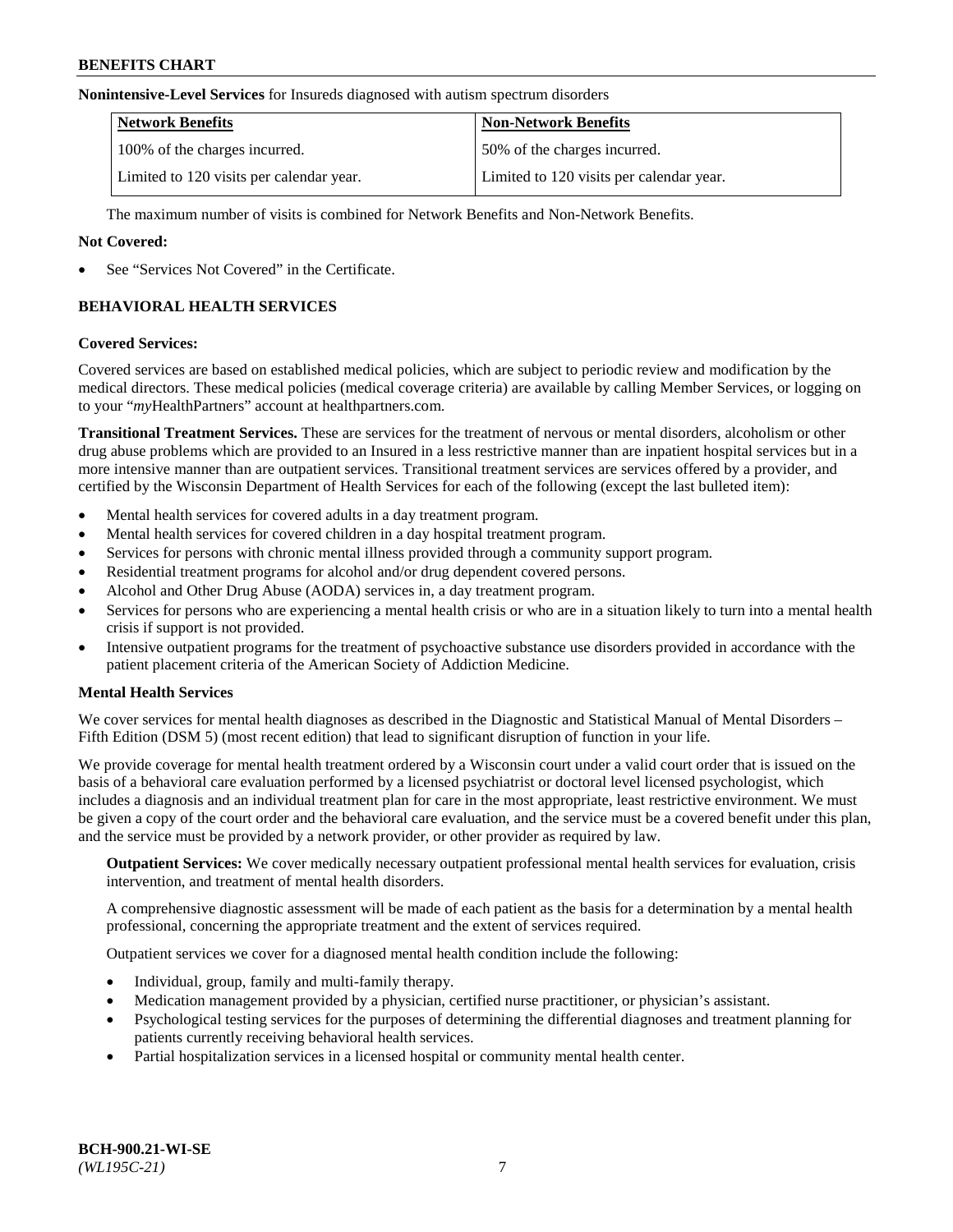**Nonintensive-Level Services** for Insureds diagnosed with autism spectrum disorders

| Network Benefits | Non-Network Benefits |
| --- | --- |
| 100% of the charges incurred. | 50% of the charges incurred. |
| Limited to 120 visits per calendar year. | Limited to 120 visits per calendar year. |

The maximum number of visits is combined for Network Benefits and Non-Network Benefits.

**Not Covered:**

- See "Services Not Covered" in the Certificate.

## BEHAVIORAL HEALTH SERVICES

**Covered Services:**

Covered services are based on established medical policies, which are subject to periodic review and modification by the medical directors. These medical policies (medical coverage criteria) are available by calling Member Services, or logging on to your "*my*HealthPartners" account at healthpartners.com.

**Transitional Treatment Services.** These are services for the treatment of nervous or mental disorders, alcoholism or other drug abuse problems which are provided to an Insured in a less restrictive manner than are inpatient hospital services but in a more intensive manner than are outpatient services. Transitional treatment services are services offered by a provider, and certified by the Wisconsin Department of Health Services for each of the following (except the last bulleted item):

- Mental health services for covered adults in a day treatment program.
- Mental health services for covered children in a day hospital treatment program.
- Services for persons with chronic mental illness provided through a community support program.
- Residential treatment programs for alcohol and/or drug dependent covered persons.
- Alcohol and Other Drug Abuse (AODA) services in, a day treatment program.
- Services for persons who are experiencing a mental health crisis or who are in a situation likely to turn into a mental health crisis if support is not provided.
- Intensive outpatient programs for the treatment of psychoactive substance use disorders provided in accordance with the patient placement criteria of the American Society of Addiction Medicine.

**Mental Health Services**

We cover services for mental health diagnoses as described in the Diagnostic and Statistical Manual of Mental Disorders – Fifth Edition (DSM 5) (most recent edition) that lead to significant disruption of function in your life.

We provide coverage for mental health treatment ordered by a Wisconsin court under a valid court order that is issued on the basis of a behavioral care evaluation performed by a licensed psychiatrist or doctoral level licensed psychologist, which includes a diagnosis and an individual treatment plan for care in the most appropriate, least restrictive environment. We must be given a copy of the court order and the behavioral care evaluation, and the service must be a covered benefit under this plan, and the service must be provided by a network provider, or other provider as required by law.

**Outpatient Services:** We cover medically necessary outpatient professional mental health services for evaluation, crisis intervention, and treatment of mental health disorders.

A comprehensive diagnostic assessment will be made of each patient as the basis for a determination by a mental health professional, concerning the appropriate treatment and the extent of services required.

Outpatient services we cover for a diagnosed mental health condition include the following:

- Individual, group, family and multi-family therapy.
- Medication management provided by a physician, certified nurse practitioner, or physician's assistant.
- Psychological testing services for the purposes of determining the differential diagnoses and treatment planning for patients currently receiving behavioral health services.
- Partial hospitalization services in a licensed hospital or community mental health center.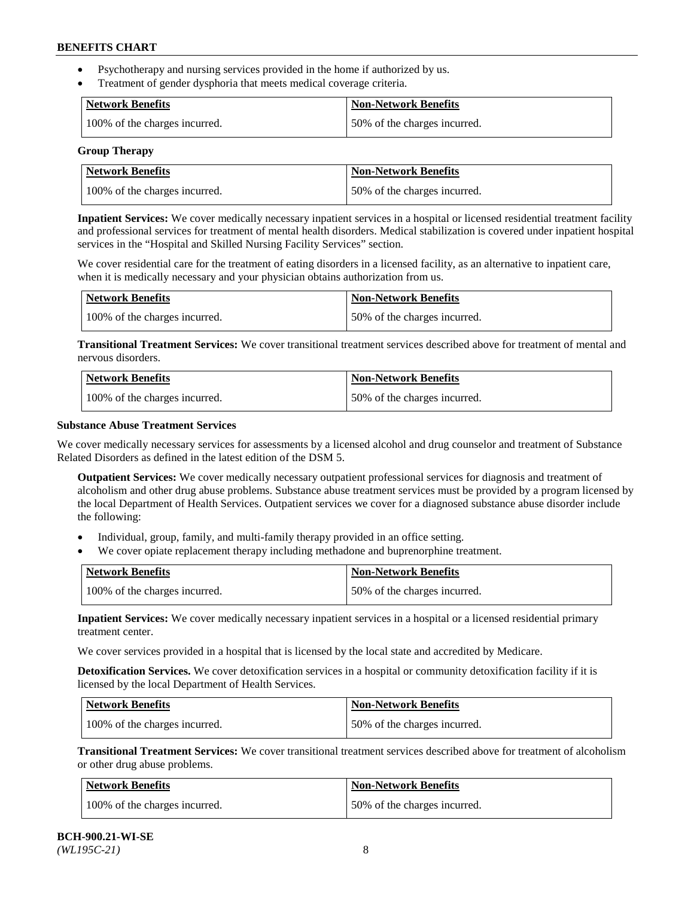- Psychotherapy and nursing services provided in the home if authorized by us.
- Treatment of gender dysphoria that meets medical coverage criteria.

| Network Benefits | Non-Network Benefits |
| --- | --- |
| 100% of the charges incurred. | 50% of the charges incurred. |

**Group Therapy**

| Network Benefits | Non-Network Benefits |
| --- | --- |
| 100% of the charges incurred. | 50% of the charges incurred. |

**Inpatient Services:** We cover medically necessary inpatient services in a hospital or licensed residential treatment facility and professional services for treatment of mental health disorders. Medical stabilization is covered under inpatient hospital services in the "Hospital and Skilled Nursing Facility Services" section.

We cover residential care for the treatment of eating disorders in a licensed facility, as an alternative to inpatient care, when it is medically necessary and your physician obtains authorization from us.

| Network Benefits | Non-Network Benefits |
| --- | --- |
| 100% of the charges incurred. | 50% of the charges incurred. |

**Transitional Treatment Services:** We cover transitional treatment services described above for treatment of mental and nervous disorders.

| Network Benefits | Non-Network Benefits |
| --- | --- |
| 100% of the charges incurred. | 50% of the charges incurred. |

**Substance Abuse Treatment Services**

We cover medically necessary services for assessments by a licensed alcohol and drug counselor and treatment of Substance Related Disorders as defined in the latest edition of the DSM 5.

**Outpatient Services:** We cover medically necessary outpatient professional services for diagnosis and treatment of alcoholism and other drug abuse problems. Substance abuse treatment services must be provided by a program licensed by the local Department of Health Services. Outpatient services we cover for a diagnosed substance abuse disorder include the following:

- Individual, group, family, and multi-family therapy provided in an office setting.
- We cover opiate replacement therapy including methadone and buprenorphine treatment.

| Network Benefits | Non-Network Benefits |
| --- | --- |
| 100% of the charges incurred. | 50% of the charges incurred. |

**Inpatient Services:** We cover medically necessary inpatient services in a hospital or a licensed residential primary treatment center.

We cover services provided in a hospital that is licensed by the local state and accredited by Medicare.

**Detoxification Services.** We cover detoxification services in a hospital or community detoxification facility if it is licensed by the local Department of Health Services.

| Network Benefits | Non-Network Benefits |
| --- | --- |
| 100% of the charges incurred. | 50% of the charges incurred. |

**Transitional Treatment Services:** We cover transitional treatment services described above for treatment of alcoholism or other drug abuse problems.

| Network Benefits | Non-Network Benefits |
| --- | --- |
| 100% of the charges incurred. | 50% of the charges incurred. |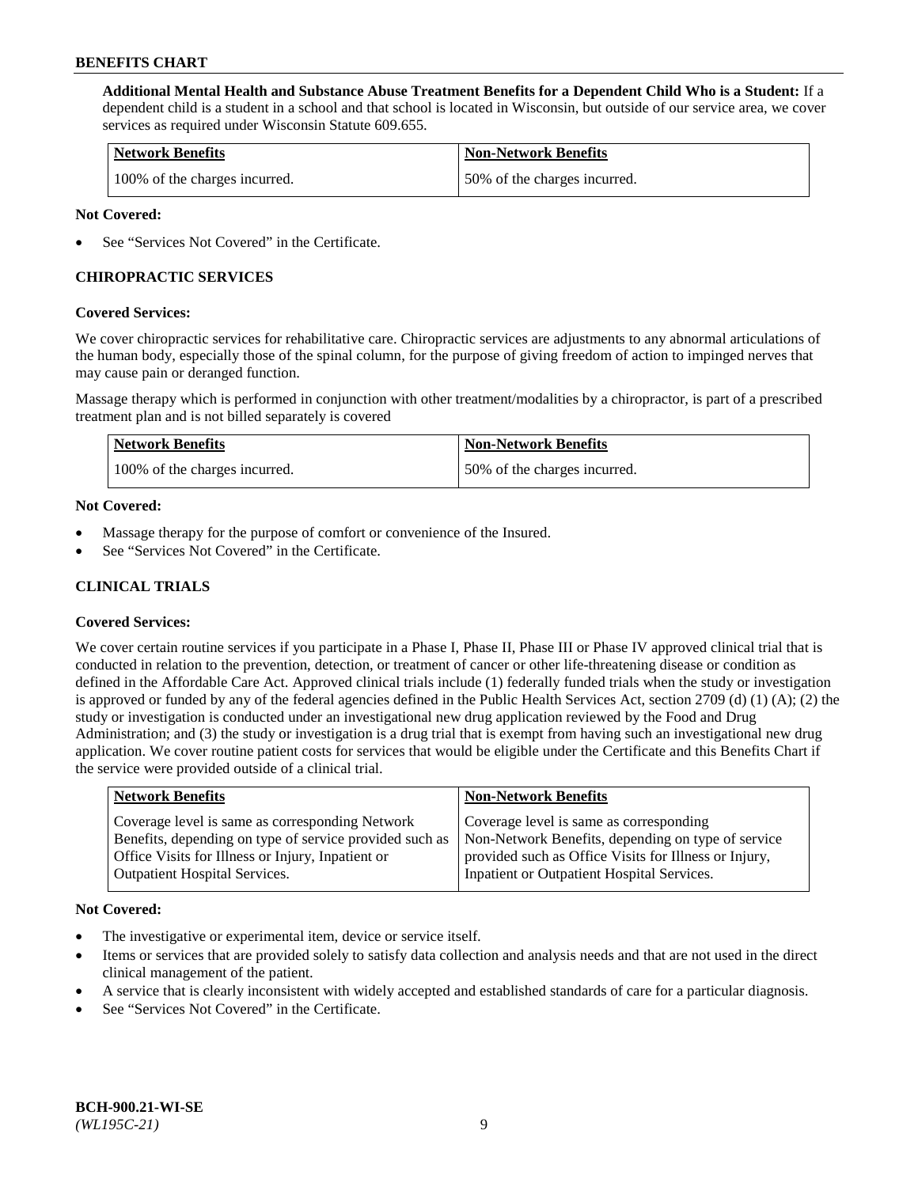**Additional Mental Health and Substance Abuse Treatment Benefits for a Dependent Child Who is a Student:** If a dependent child is a student in a school and that school is located in Wisconsin, but outside of our service area, we cover services as required under Wisconsin Statute 609.655.

| Network Benefits | Non-Network Benefits |
|---|---|
| 100% of the charges incurred. | 50% of the charges incurred. |

**Not Covered:**

- See "Services Not Covered" in the Certificate.

## CHIROPRACTIC SERVICES

**Covered Services:**

We cover chiropractic services for rehabilitative care. Chiropractic services are adjustments to any abnormal articulations of the human body, especially those of the spinal column, for the purpose of giving freedom of action to impinged nerves that may cause pain or deranged function.

Massage therapy which is performed in conjunction with other treatment/modalities by a chiropractor, is part of a prescribed treatment plan and is not billed separately is covered

| Network Benefits | Non-Network Benefits |
|---|---|
| 100% of the charges incurred. | 50% of the charges incurred. |

**Not Covered:**

- Massage therapy for the purpose of comfort or convenience of the Insured.
- See "Services Not Covered" in the Certificate.

## CLINICAL TRIALS

**Covered Services:**

We cover certain routine services if you participate in a Phase I, Phase II, Phase III or Phase IV approved clinical trial that is conducted in relation to the prevention, detection, or treatment of cancer or other life-threatening disease or condition as defined in the Affordable Care Act. Approved clinical trials include (1) federally funded trials when the study or investigation is approved or funded by any of the federal agencies defined in the Public Health Services Act, section 2709 (d) (1) (A); (2) the study or investigation is conducted under an investigational new drug application reviewed by the Food and Drug Administration; and (3) the study or investigation is a drug trial that is exempt from having such an investigational new drug application. We cover routine patient costs for services that would be eligible under the Certificate and this Benefits Chart if the service were provided outside of a clinical trial.

| Network Benefits | Non-Network Benefits |
|---|---|
| Coverage level is same as corresponding Network Benefits, depending on type of service provided such as Office Visits for Illness or Injury, Inpatient or Outpatient Hospital Services. | Coverage level is same as corresponding Non-Network Benefits, depending on type of service provided such as Office Visits for Illness or Injury, Inpatient or Outpatient Hospital Services. |

**Not Covered:**

- The investigative or experimental item, device or service itself.
- Items or services that are provided solely to satisfy data collection and analysis needs and that are not used in the direct clinical management of the patient.
- A service that is clearly inconsistent with widely accepted and established standards of care for a particular diagnosis.
- See "Services Not Covered" in the Certificate.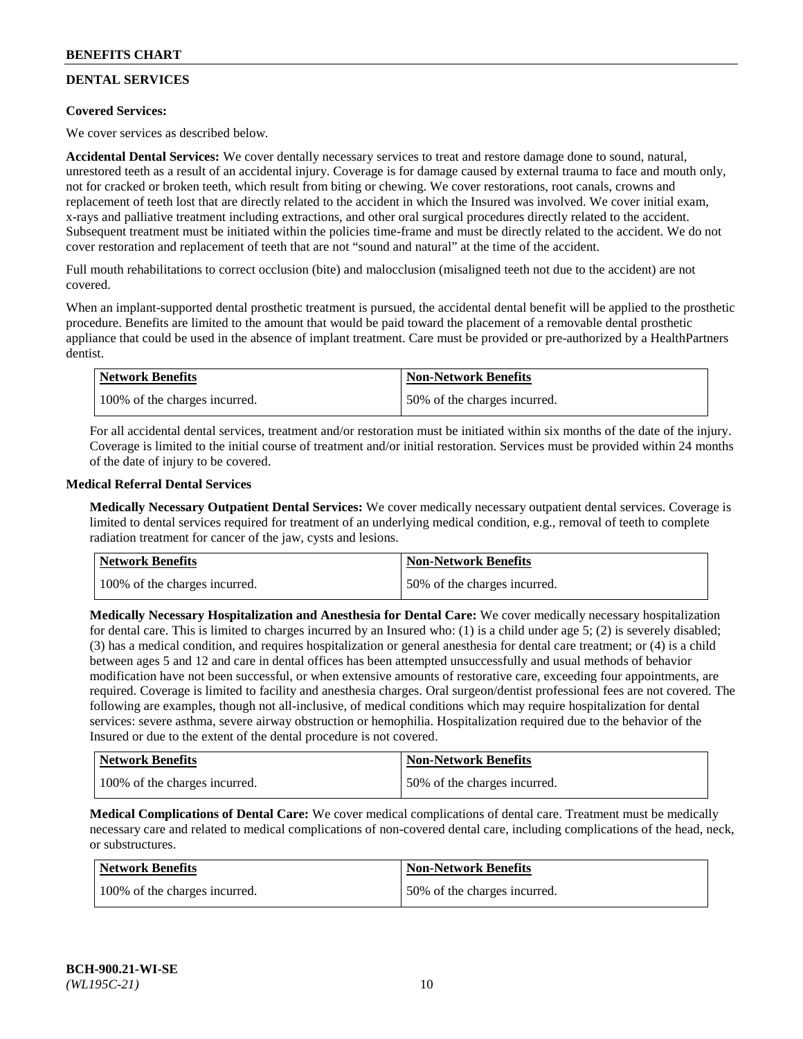## DENTAL SERVICES

**Covered Services:**

We cover services as described below.

**Accidental Dental Services:** We cover dentally necessary services to treat and restore damage done to sound, natural, unrestored teeth as a result of an accidental injury. Coverage is for damage caused by external trauma to face and mouth only, not for cracked or broken teeth, which result from biting or chewing. We cover restorations, root canals, crowns and replacement of teeth lost that are directly related to the accident in which the Insured was involved. We cover initial exam, x-rays and palliative treatment including extractions, and other oral surgical procedures directly related to the accident. Subsequent treatment must be initiated within the policies time-frame and must be directly related to the accident. We do not cover restoration and replacement of teeth that are not "sound and natural" at the time of the accident.

Full mouth rehabilitations to correct occlusion (bite) and malocclusion (misaligned teeth not due to the accident) are not covered.

When an implant-supported dental prosthetic treatment is pursued, the accidental dental benefit will be applied to the prosthetic procedure. Benefits are limited to the amount that would be paid toward the placement of a removable dental prosthetic appliance that could be used in the absence of implant treatment. Care must be provided or pre-authorized by a HealthPartners dentist.

| Network Benefits | Non-Network Benefits |
|---|---|
| 100% of the charges incurred. | 50% of the charges incurred. |

For all accidental dental services, treatment and/or restoration must be initiated within six months of the date of the injury. Coverage is limited to the initial course of treatment and/or initial restoration. Services must be provided within 24 months of the date of injury to be covered.

**Medical Referral Dental Services**

**Medically Necessary Outpatient Dental Services:** We cover medically necessary outpatient dental services. Coverage is limited to dental services required for treatment of an underlying medical condition, e.g., removal of teeth to complete radiation treatment for cancer of the jaw, cysts and lesions.

| Network Benefits | Non-Network Benefits |
|---|---|
| 100% of the charges incurred. | 50% of the charges incurred. |

**Medically Necessary Hospitalization and Anesthesia for Dental Care:** We cover medically necessary hospitalization for dental care. This is limited to charges incurred by an Insured who: (1) is a child under age 5; (2) is severely disabled; (3) has a medical condition, and requires hospitalization or general anesthesia for dental care treatment; or (4) is a child between ages 5 and 12 and care in dental offices has been attempted unsuccessfully and usual methods of behavior modification have not been successful, or when extensive amounts of restorative care, exceeding four appointments, are required. Coverage is limited to facility and anesthesia charges. Oral surgeon/dentist professional fees are not covered. The following are examples, though not all-inclusive, of medical conditions which may require hospitalization for dental services: severe asthma, severe airway obstruction or hemophilia. Hospitalization required due to the behavior of the Insured or due to the extent of the dental procedure is not covered.

| Network Benefits | Non-Network Benefits |
|---|---|
| 100% of the charges incurred. | 50% of the charges incurred. |

**Medical Complications of Dental Care:** We cover medical complications of dental care. Treatment must be medically necessary care and related to medical complications of non-covered dental care, including complications of the head, neck, or substructures.

| Network Benefits | Non-Network Benefits |
|---|---|
| 100% of the charges incurred. | 50% of the charges incurred. |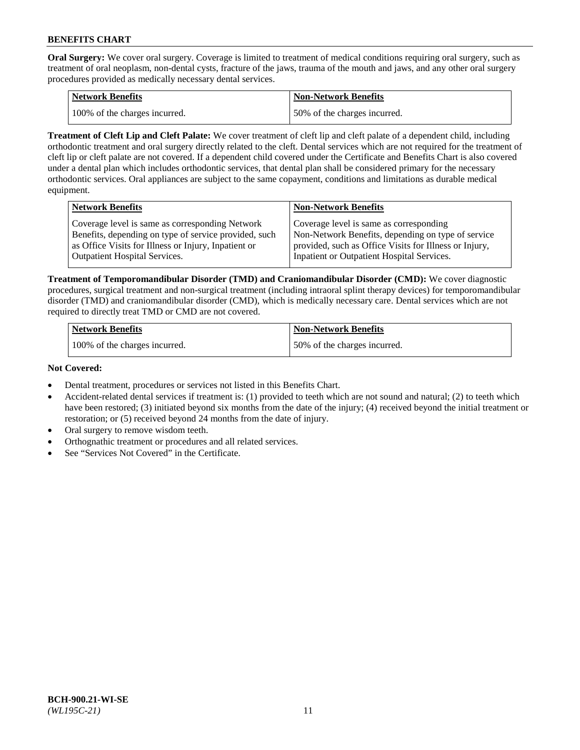**Oral Surgery:** We cover oral surgery. Coverage is limited to treatment of medical conditions requiring oral surgery, such as treatment of oral neoplasm, non-dental cysts, fracture of the jaws, trauma of the mouth and jaws, and any other oral surgery procedures provided as medically necessary dental services.

| Network Benefits | Non-Network Benefits |
|---|---|
| 100% of the charges incurred. | 50% of the charges incurred. |

**Treatment of Cleft Lip and Cleft Palate:** We cover treatment of cleft lip and cleft palate of a dependent child, including orthodontic treatment and oral surgery directly related to the cleft. Dental services which are not required for the treatment of cleft lip or cleft palate are not covered. If a dependent child covered under the Certificate and Benefits Chart is also covered under a dental plan which includes orthodontic services, that dental plan shall be considered primary for the necessary orthodontic services. Oral appliances are subject to the same copayment, conditions and limitations as durable medical equipment.

| Network Benefits | Non-Network Benefits |
|---|---|
| Coverage level is same as corresponding Network Benefits, depending on type of service provided, such as Office Visits for Illness or Injury, Inpatient or Outpatient Hospital Services. | Coverage level is same as corresponding Non-Network Benefits, depending on type of service provided, such as Office Visits for Illness or Injury, Inpatient or Outpatient Hospital Services. |

**Treatment of Temporomandibular Disorder (TMD) and Craniomandibular Disorder (CMD):** We cover diagnostic procedures, surgical treatment and non-surgical treatment (including intraoral splint therapy devices) for temporomandibular disorder (TMD) and craniomandibular disorder (CMD), which is medically necessary care. Dental services which are not required to directly treat TMD or CMD are not covered.

| Network Benefits | Non-Network Benefits |
|---|---|
| 100% of the charges incurred. | 50% of the charges incurred. |

**Not Covered:**

- Dental treatment, procedures or services not listed in this Benefits Chart.
- Accident-related dental services if treatment is: (1) provided to teeth which are not sound and natural; (2) to teeth which have been restored; (3) initiated beyond six months from the date of the injury; (4) received beyond the initial treatment or restoration; or (5) received beyond 24 months from the date of injury.
- Oral surgery to remove wisdom teeth.
- Orthognathic treatment or procedures and all related services.
- See "Services Not Covered" in the Certificate.

BCH-900.21-WI-SE
*(WL195C-21)*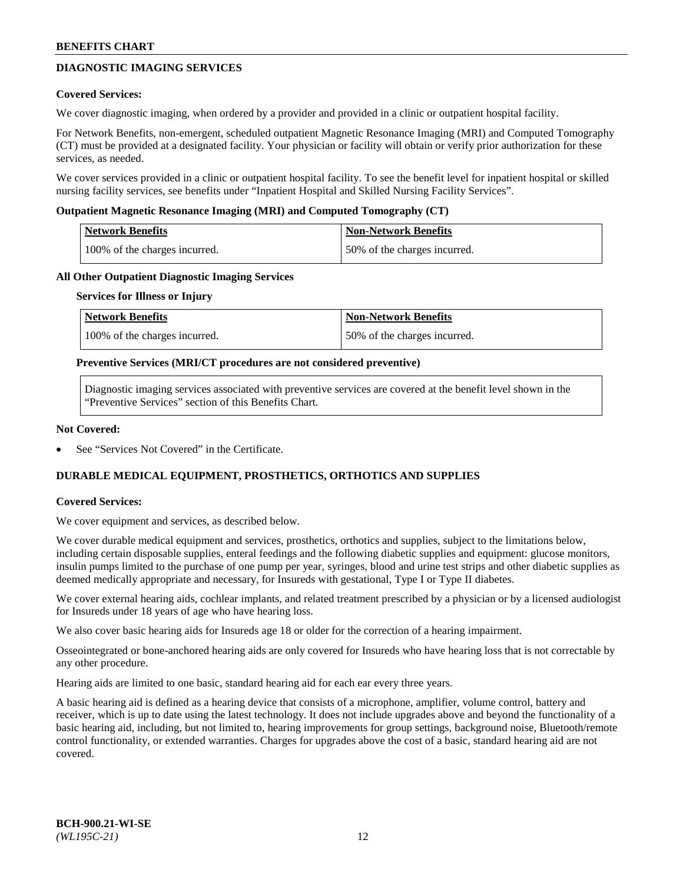## DIAGNOSTIC IMAGING SERVICES

**Covered Services:**

We cover diagnostic imaging, when ordered by a provider and provided in a clinic or outpatient hospital facility.

For Network Benefits, non-emergent, scheduled outpatient Magnetic Resonance Imaging (MRI) and Computed Tomography (CT) must be provided at a designated facility. Your physician or facility will obtain or verify prior authorization for these services, as needed.

We cover services provided in a clinic or outpatient hospital facility. To see the benefit level for inpatient hospital or skilled nursing facility services, see benefits under "Inpatient Hospital and Skilled Nursing Facility Services".

**Outpatient Magnetic Resonance Imaging (MRI) and Computed Tomography (CT)**

| Network Benefits | Non-Network Benefits |
| --- | --- |
| 100% of the charges incurred. | 50% of the charges incurred. |

**All Other Outpatient Diagnostic Imaging Services**

**Services for Illness or Injury**

| Network Benefits | Non-Network Benefits |
| --- | --- |
| 100% of the charges incurred. | 50% of the charges incurred. |

**Preventive Services (MRI/CT procedures are not considered preventive)**

Diagnostic imaging services associated with preventive services are covered at the benefit level shown in the "Preventive Services" section of this Benefits Chart.

**Not Covered:**

- See "Services Not Covered" in the Certificate.

## DURABLE MEDICAL EQUIPMENT, PROSTHETICS, ORTHOTICS AND SUPPLIES

**Covered Services:**

We cover equipment and services, as described below.

We cover durable medical equipment and services, prosthetics, orthotics and supplies, subject to the limitations below, including certain disposable supplies, enteral feedings and the following diabetic supplies and equipment: glucose monitors, insulin pumps limited to the purchase of one pump per year, syringes, blood and urine test strips and other diabetic supplies as deemed medically appropriate and necessary, for Insureds with gestational, Type I or Type II diabetes.

We cover external hearing aids, cochlear implants, and related treatment prescribed by a physician or by a licensed audiologist for Insureds under 18 years of age who have hearing loss.

We also cover basic hearing aids for Insureds age 18 or older for the correction of a hearing impairment.

Osseointegrated or bone-anchored hearing aids are only covered for Insureds who have hearing loss that is not correctable by any other procedure.

Hearing aids are limited to one basic, standard hearing aid for each ear every three years.

A basic hearing aid is defined as a hearing device that consists of a microphone, amplifier, volume control, battery and receiver, which is up to date using the latest technology. It does not include upgrades above and beyond the functionality of a basic hearing aid, including, but not limited to, hearing improvements for group settings, background noise, Bluetooth/remote control functionality, or extended warranties. Charges for upgrades above the cost of a basic, standard hearing aid are not covered.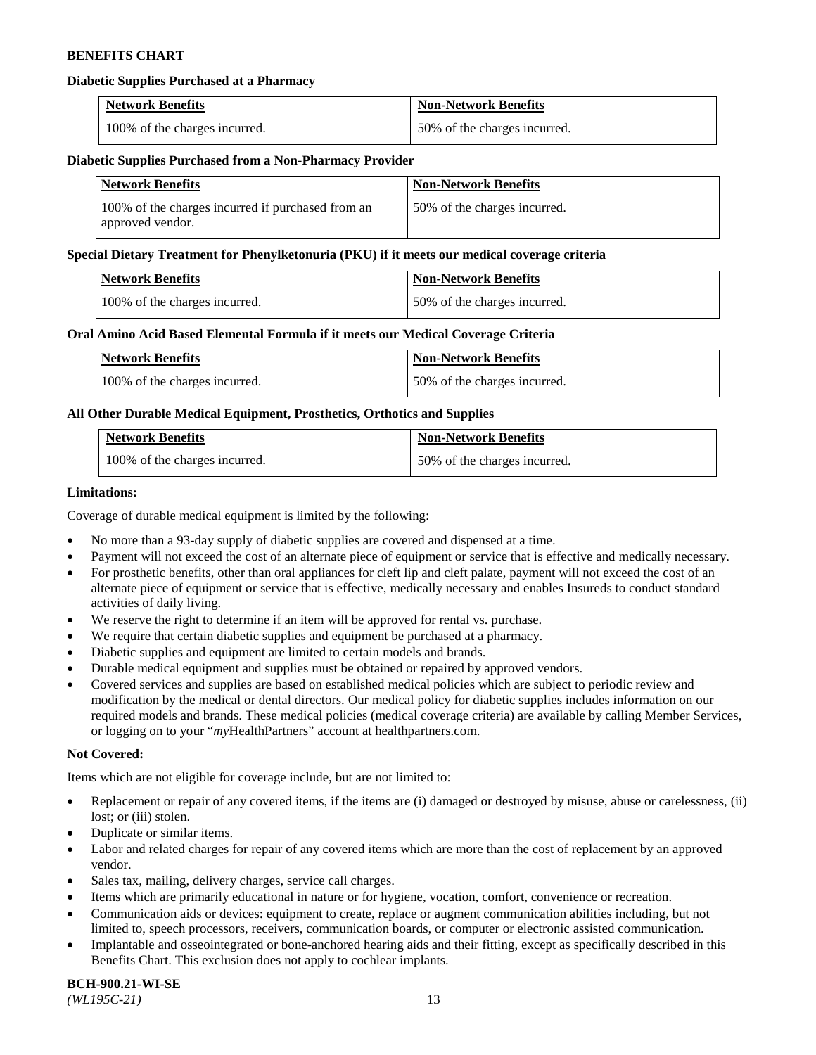**Diabetic Supplies Purchased at a Pharmacy**

| Network Benefits | Non-Network Benefits |
| --- | --- |
| 100% of the charges incurred. | 50% of the charges incurred. |

**Diabetic Supplies Purchased from a Non-Pharmacy Provider**

| Network Benefits | Non-Network Benefits |
| --- | --- |
| 100% of the charges incurred if purchased from an approved vendor. | 50% of the charges incurred. |

**Special Dietary Treatment for Phenylketonuria (PKU) if it meets our medical coverage criteria**

| Network Benefits | Non-Network Benefits |
| --- | --- |
| 100% of the charges incurred. | 50% of the charges incurred. |

**Oral Amino Acid Based Elemental Formula if it meets our Medical Coverage Criteria**

| Network Benefits | Non-Network Benefits |
| --- | --- |
| 100% of the charges incurred. | 50% of the charges incurred. |

**All Other Durable Medical Equipment, Prosthetics, Orthotics and Supplies**

| Network Benefits | Non-Network Benefits |
| --- | --- |
| 100% of the charges incurred. | 50% of the charges incurred. |

**Limitations:**

Coverage of durable medical equipment is limited by the following:

- No more than a 93-day supply of diabetic supplies are covered and dispensed at a time.
- Payment will not exceed the cost of an alternate piece of equipment or service that is effective and medically necessary.
- For prosthetic benefits, other than oral appliances for cleft lip and cleft palate, payment will not exceed the cost of an alternate piece of equipment or service that is effective, medically necessary and enables Insureds to conduct standard activities of daily living.
- We reserve the right to determine if an item will be approved for rental vs. purchase.
- We require that certain diabetic supplies and equipment be purchased at a pharmacy.
- Diabetic supplies and equipment are limited to certain models and brands.
- Durable medical equipment and supplies must be obtained or repaired by approved vendors.
- Covered services and supplies are based on established medical policies which are subject to periodic review and modification by the medical or dental directors. Our medical policy for diabetic supplies includes information on our required models and brands. These medical policies (medical coverage criteria) are available by calling Member Services, or logging on to your "*my*HealthPartners" account at healthpartners.com.

**Not Covered:**

Items which are not eligible for coverage include, but are not limited to:

- Replacement or repair of any covered items, if the items are (i) damaged or destroyed by misuse, abuse or carelessness, (ii) lost; or (iii) stolen.
- Duplicate or similar items.
- Labor and related charges for repair of any covered items which are more than the cost of replacement by an approved vendor.
- Sales tax, mailing, delivery charges, service call charges.
- Items which are primarily educational in nature or for hygiene, vocation, comfort, convenience or recreation.
- Communication aids or devices: equipment to create, replace or augment communication abilities including, but not limited to, speech processors, receivers, communication boards, or computer or electronic assisted communication.
- Implantable and osseointegrated or bone-anchored hearing aids and their fitting, except as specifically described in this Benefits Chart. This exclusion does not apply to cochlear implants.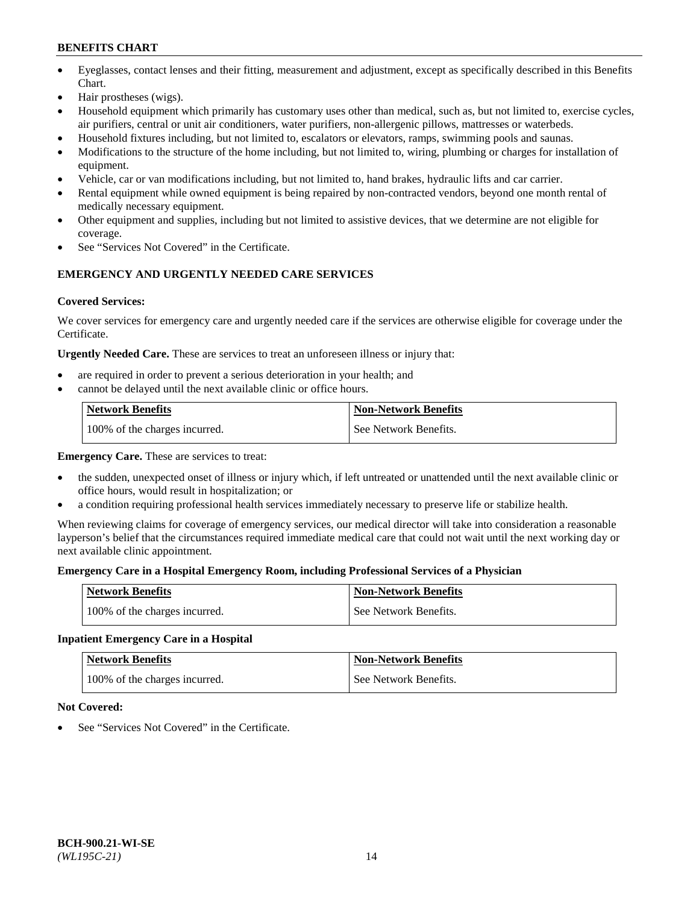- Eyeglasses, contact lenses and their fitting, measurement and adjustment, except as specifically described in this Benefits Chart.
- Hair prostheses (wigs).
- Household equipment which primarily has customary uses other than medical, such as, but not limited to, exercise cycles, air purifiers, central or unit air conditioners, water purifiers, non-allergenic pillows, mattresses or waterbeds.
- Household fixtures including, but not limited to, escalators or elevators, ramps, swimming pools and saunas.
- Modifications to the structure of the home including, but not limited to, wiring, plumbing or charges for installation of equipment.
- Vehicle, car or van modifications including, but not limited to, hand brakes, hydraulic lifts and car carrier.
- Rental equipment while owned equipment is being repaired by non-contracted vendors, beyond one month rental of medically necessary equipment.
- Other equipment and supplies, including but not limited to assistive devices, that we determine are not eligible for coverage.
- See "Services Not Covered" in the Certificate.

## EMERGENCY AND URGENTLY NEEDED CARE SERVICES

**Covered Services:**

We cover services for emergency care and urgently needed care if the services are otherwise eligible for coverage under the Certificate.

**Urgently Needed Care.** These are services to treat an unforeseen illness or injury that:

- are required in order to prevent a serious deterioration in your health; and
- cannot be delayed until the next available clinic or office hours.

| Network Benefits | Non-Network Benefits |
|---|---|
| 100% of the charges incurred. | See Network Benefits. |

**Emergency Care.** These are services to treat:

- the sudden, unexpected onset of illness or injury which, if left untreated or unattended until the next available clinic or office hours, would result in hospitalization; or
- a condition requiring professional health services immediately necessary to preserve life or stabilize health.

When reviewing claims for coverage of emergency services, our medical director will take into consideration a reasonable layperson's belief that the circumstances required immediate medical care that could not wait until the next working day or next available clinic appointment.

**Emergency Care in a Hospital Emergency Room, including Professional Services of a Physician**

| Network Benefits | Non-Network Benefits |
|---|---|
| 100% of the charges incurred. | See Network Benefits. |

**Inpatient Emergency Care in a Hospital**

| Network Benefits | Non-Network Benefits |
|---|---|
| 100% of the charges incurred. | See Network Benefits. |

**Not Covered:**

- See "Services Not Covered" in the Certificate.

BCH-900.21-WI-SE
*(WL195C-21)*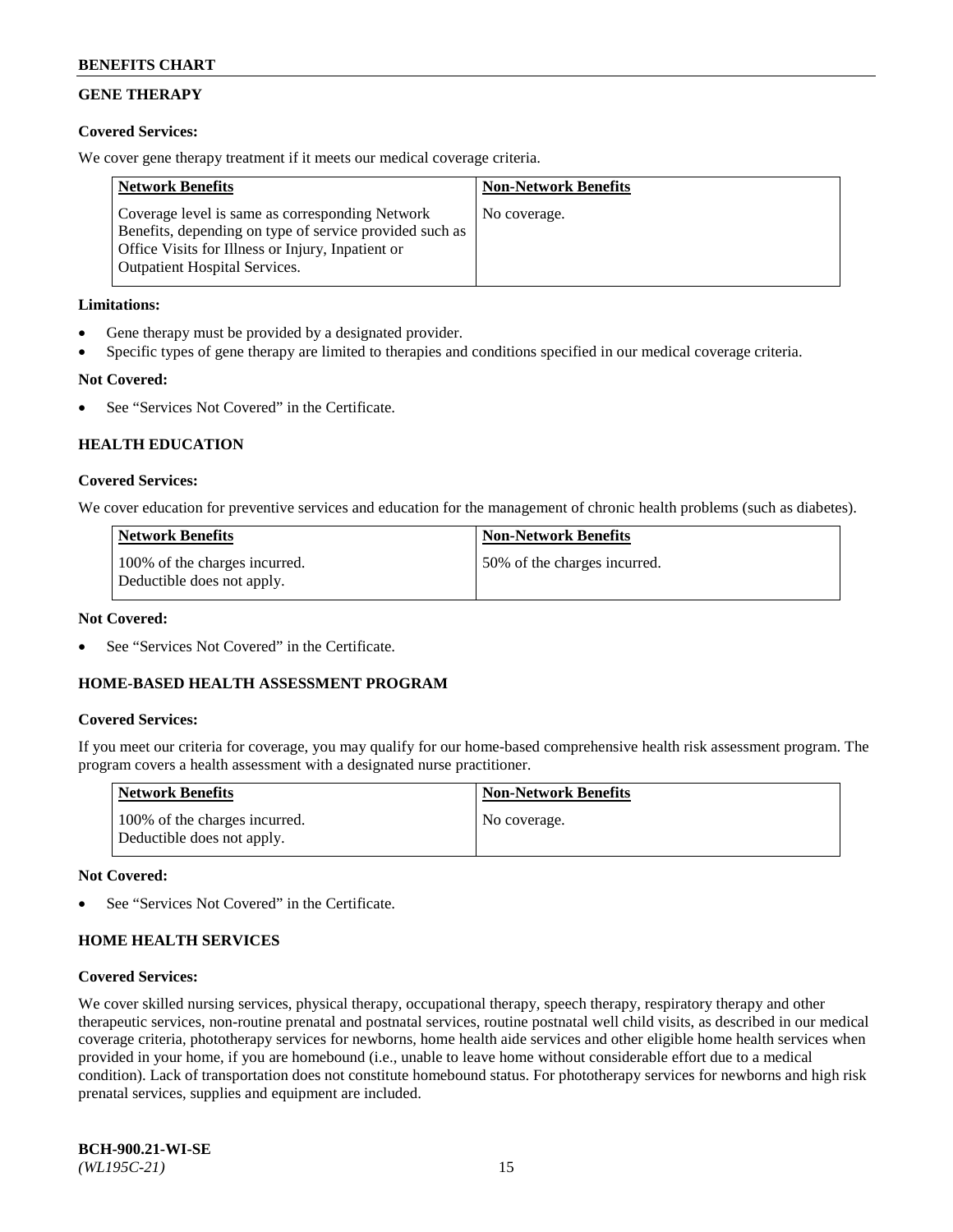## GENE THERAPY

**Covered Services:**

We cover gene therapy treatment if it meets our medical coverage criteria.

| Network Benefits | Non-Network Benefits |
|---|---|
| Coverage level is same as corresponding Network Benefits, depending on type of service provided such as Office Visits for Illness or Injury, Inpatient or Outpatient Hospital Services. | No coverage. |

**Limitations:**

- Gene therapy must be provided by a designated provider.
- Specific types of gene therapy are limited to therapies and conditions specified in our medical coverage criteria.

**Not Covered:**

- See "Services Not Covered" in the Certificate.

## HEALTH EDUCATION

**Covered Services:**

We cover education for preventive services and education for the management of chronic health problems (such as diabetes).

| Network Benefits | Non-Network Benefits |
|---|---|
| 100% of the charges incurred. Deductible does not apply. | 50% of the charges incurred. |

**Not Covered:**

- See "Services Not Covered" in the Certificate.

## HOME-BASED HEALTH ASSESSMENT PROGRAM

**Covered Services:**

If you meet our criteria for coverage, you may qualify for our home-based comprehensive health risk assessment program. The program covers a health assessment with a designated nurse practitioner.

| Network Benefits | Non-Network Benefits |
|---|---|
| 100% of the charges incurred. Deductible does not apply. | No coverage. |

**Not Covered:**

- See "Services Not Covered" in the Certificate.

## HOME HEALTH SERVICES

**Covered Services:**

We cover skilled nursing services, physical therapy, occupational therapy, speech therapy, respiratory therapy and other therapeutic services, non-routine prenatal and postnatal services, routine postnatal well child visits, as described in our medical coverage criteria, phototherapy services for newborns, home health aide services and other eligible home health services when provided in your home, if you are homebound (i.e., unable to leave home without considerable effort due to a medical condition). Lack of transportation does not constitute homebound status. For phototherapy services for newborns and high risk prenatal services, supplies and equipment are included.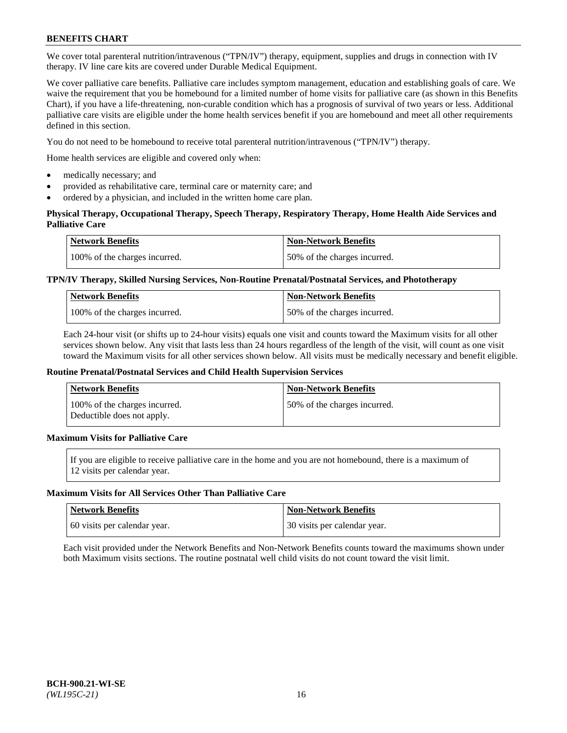We cover total parenteral nutrition/intravenous ("TPN/IV") therapy, equipment, supplies and drugs in connection with IV therapy. IV line care kits are covered under Durable Medical Equipment.

We cover palliative care benefits. Palliative care includes symptom management, education and establishing goals of care. We waive the requirement that you be homebound for a limited number of home visits for palliative care (as shown in this Benefits Chart), if you have a life-threatening, non-curable condition which has a prognosis of survival of two years or less. Additional palliative care visits are eligible under the home health services benefit if you are homebound and meet all other requirements defined in this section.

You do not need to be homebound to receive total parenteral nutrition/intravenous ("TPN/IV") therapy.

Home health services are eligible and covered only when:

- medically necessary; and
- provided as rehabilitative care, terminal care or maternity care; and
- ordered by a physician, and included in the written home care plan.

**Physical Therapy, Occupational Therapy, Speech Therapy, Respiratory Therapy, Home Health Aide Services and Palliative Care**

| Network Benefits | Non-Network Benefits |
|---|---|
| 100% of the charges incurred. | 50% of the charges incurred. |

**TPN/IV Therapy, Skilled Nursing Services, Non-Routine Prenatal/Postnatal Services, and Phototherapy**

| Network Benefits | Non-Network Benefits |
|---|---|
| 100% of the charges incurred. | 50% of the charges incurred. |

Each 24-hour visit (or shifts up to 24-hour visits) equals one visit and counts toward the Maximum visits for all other services shown below. Any visit that lasts less than 24 hours regardless of the length of the visit, will count as one visit toward the Maximum visits for all other services shown below. All visits must be medically necessary and benefit eligible.

**Routine Prenatal/Postnatal Services and Child Health Supervision Services**

| Network Benefits | Non-Network Benefits |
|---|---|
| 100% of the charges incurred. Deductible does not apply. | 50% of the charges incurred. |

**Maximum Visits for Palliative Care**

If you are eligible to receive palliative care in the home and you are not homebound, there is a maximum of 12 visits per calendar year.

**Maximum Visits for All Services Other Than Palliative Care**

| Network Benefits | Non-Network Benefits |
|---|---|
| 60 visits per calendar year. | 30 visits per calendar year. |

Each visit provided under the Network Benefits and Non-Network Benefits counts toward the maximums shown under both Maximum visits sections. The routine postnatal well child visits do not count toward the visit limit.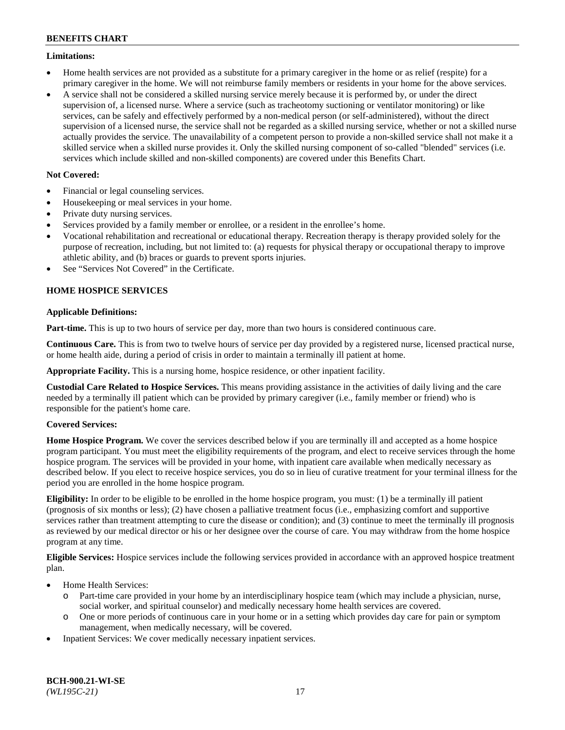**Limitations:**

- Home health services are not provided as a substitute for a primary caregiver in the home or as relief (respite) for a primary caregiver in the home. We will not reimburse family members or residents in your home for the above services.
- A service shall not be considered a skilled nursing service merely because it is performed by, or under the direct supervision of, a licensed nurse. Where a service (such as tracheotomy suctioning or ventilator monitoring) or like services, can be safely and effectively performed by a non-medical person (or self-administered), without the direct supervision of a licensed nurse, the service shall not be regarded as a skilled nursing service, whether or not a skilled nurse actually provides the service. The unavailability of a competent person to provide a non-skilled service shall not make it a skilled service when a skilled nurse provides it. Only the skilled nursing component of so-called "blended" services (i.e. services which include skilled and non-skilled components) are covered under this Benefits Chart.

**Not Covered:**

- Financial or legal counseling services.
- Housekeeping or meal services in your home.
- Private duty nursing services.
- Services provided by a family member or enrollee, or a resident in the enrollee's home.
- Vocational rehabilitation and recreational or educational therapy. Recreation therapy is therapy provided solely for the purpose of recreation, including, but not limited to: (a) requests for physical therapy or occupational therapy to improve athletic ability, and (b) braces or guards to prevent sports injuries.
- See "Services Not Covered" in the Certificate.

### HOME HOSPICE SERVICES

**Applicable Definitions:**

**Part-time.** This is up to two hours of service per day, more than two hours is considered continuous care.

**Continuous Care.** This is from two to twelve hours of service per day provided by a registered nurse, licensed practical nurse, or home health aide, during a period of crisis in order to maintain a terminally ill patient at home.

**Appropriate Facility.** This is a nursing home, hospice residence, or other inpatient facility.

**Custodial Care Related to Hospice Services.** This means providing assistance in the activities of daily living and the care needed by a terminally ill patient which can be provided by primary caregiver (i.e., family member or friend) who is responsible for the patient's home care.

**Covered Services:**

**Home Hospice Program.** We cover the services described below if you are terminally ill and accepted as a home hospice program participant. You must meet the eligibility requirements of the program, and elect to receive services through the home hospice program. The services will be provided in your home, with inpatient care available when medically necessary as described below. If you elect to receive hospice services, you do so in lieu of curative treatment for your terminal illness for the period you are enrolled in the home hospice program.

**Eligibility:** In order to be eligible to be enrolled in the home hospice program, you must: (1) be a terminally ill patient (prognosis of six months or less); (2) have chosen a palliative treatment focus (i.e., emphasizing comfort and supportive services rather than treatment attempting to cure the disease or condition); and (3) continue to meet the terminally ill prognosis as reviewed by our medical director or his or her designee over the course of care. You may withdraw from the home hospice program at any time.

**Eligible Services:** Hospice services include the following services provided in accordance with an approved hospice treatment plan.

- Home Health Services:
  - Part-time care provided in your home by an interdisciplinary hospice team (which may include a physician, nurse, social worker, and spiritual counselor) and medically necessary home health services are covered.
  - One or more periods of continuous care in your home or in a setting which provides day care for pain or symptom management, when medically necessary, will be covered.
- Inpatient Services: We cover medically necessary inpatient services.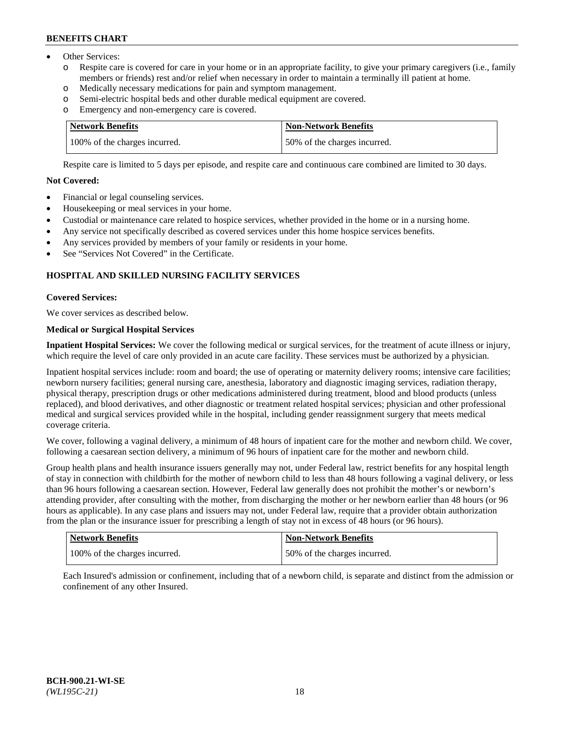- Other Services:
  - Respite care is covered for care in your home or in an appropriate facility, to give your primary caregivers (i.e., family members or friends) rest and/or relief when necessary in order to maintain a terminally ill patient at home.
  - Medically necessary medications for pain and symptom management.
  - Semi-electric hospital beds and other durable medical equipment are covered.
  - Emergency and non-emergency care is covered.

| Network Benefits | Non-Network Benefits |
|---|---|
| 100% of the charges incurred. | 50% of the charges incurred. |

Respite care is limited to 5 days per episode, and respite care and continuous care combined are limited to 30 days.

**Not Covered:**

- Financial or legal counseling services.
- Housekeeping or meal services in your home.
- Custodial or maintenance care related to hospice services, whether provided in the home or in a nursing home.
- Any service not specifically described as covered services under this home hospice services benefits.
- Any services provided by members of your family or residents in your home.
- See "Services Not Covered" in the Certificate.

### HOSPITAL AND SKILLED NURSING FACILITY SERVICES

**Covered Services:**

We cover services as described below.

**Medical or Surgical Hospital Services**

**Inpatient Hospital Services:** We cover the following medical or surgical services, for the treatment of acute illness or injury, which require the level of care only provided in an acute care facility. These services must be authorized by a physician.

Inpatient hospital services include: room and board; the use of operating or maternity delivery rooms; intensive care facilities; newborn nursery facilities; general nursing care, anesthesia, laboratory and diagnostic imaging services, radiation therapy, physical therapy, prescription drugs or other medications administered during treatment, blood and blood products (unless replaced), and blood derivatives, and other diagnostic or treatment related hospital services; physician and other professional medical and surgical services provided while in the hospital, including gender reassignment surgery that meets medical coverage criteria.

We cover, following a vaginal delivery, a minimum of 48 hours of inpatient care for the mother and newborn child. We cover, following a caesarean section delivery, a minimum of 96 hours of inpatient care for the mother and newborn child.

Group health plans and health insurance issuers generally may not, under Federal law, restrict benefits for any hospital length of stay in connection with childbirth for the mother of newborn child to less than 48 hours following a vaginal delivery, or less than 96 hours following a caesarean section. However, Federal law generally does not prohibit the mother's or newborn's attending provider, after consulting with the mother, from discharging the mother or her newborn earlier than 48 hours (or 96 hours as applicable). In any case plans and issuers may not, under Federal law, require that a provider obtain authorization from the plan or the insurance issuer for prescribing a length of stay not in excess of 48 hours (or 96 hours).

| Network Benefits | Non-Network Benefits |
|---|---|
| 100% of the charges incurred. | 50% of the charges incurred. |

Each Insured's admission or confinement, including that of a newborn child, is separate and distinct from the admission or confinement of any other Insured.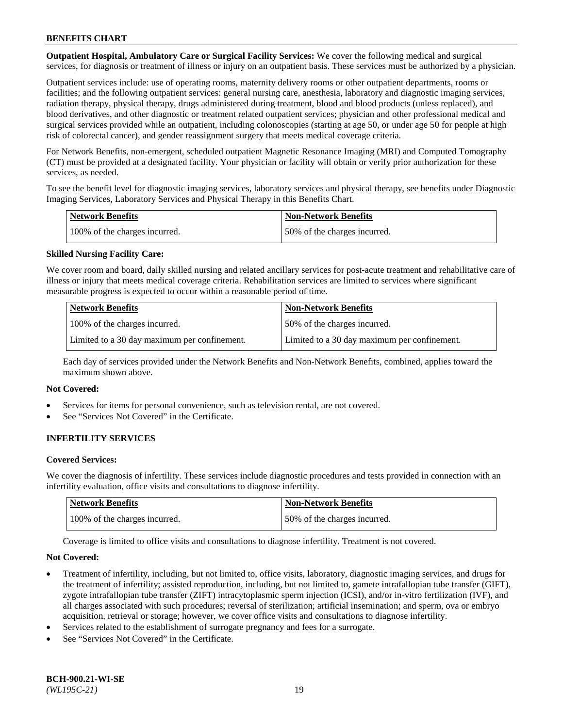**Outpatient Hospital, Ambulatory Care or Surgical Facility Services:** We cover the following medical and surgical services, for diagnosis or treatment of illness or injury on an outpatient basis. These services must be authorized by a physician.

Outpatient services include: use of operating rooms, maternity delivery rooms or other outpatient departments, rooms or facilities; and the following outpatient services: general nursing care, anesthesia, laboratory and diagnostic imaging services, radiation therapy, physical therapy, drugs administered during treatment, blood and blood products (unless replaced), and blood derivatives, and other diagnostic or treatment related outpatient services; physician and other professional medical and surgical services provided while an outpatient, including colonoscopies (starting at age 50, or under age 50 for people at high risk of colorectal cancer), and gender reassignment surgery that meets medical coverage criteria.

For Network Benefits, non-emergent, scheduled outpatient Magnetic Resonance Imaging (MRI) and Computed Tomography (CT) must be provided at a designated facility. Your physician or facility will obtain or verify prior authorization for these services, as needed.

To see the benefit level for diagnostic imaging services, laboratory services and physical therapy, see benefits under Diagnostic Imaging Services, Laboratory Services and Physical Therapy in this Benefits Chart.

| Network Benefits | Non-Network Benefits |
|---|---|
| 100% of the charges incurred. | 50% of the charges incurred. |

**Skilled Nursing Facility Care:**

We cover room and board, daily skilled nursing and related ancillary services for post-acute treatment and rehabilitative care of illness or injury that meets medical coverage criteria. Rehabilitation services are limited to services where significant measurable progress is expected to occur within a reasonable period of time.

| Network Benefits | Non-Network Benefits |
|---|---|
| 100% of the charges incurred. | 50% of the charges incurred. |
| Limited to a 30 day maximum per confinement. | Limited to a 30 day maximum per confinement. |

Each day of services provided under the Network Benefits and Non-Network Benefits, combined, applies toward the maximum shown above.

**Not Covered:**

- Services for items for personal convenience, such as television rental, are not covered.
- See "Services Not Covered" in the Certificate.

## INFERTILITY SERVICES

**Covered Services:**

We cover the diagnosis of infertility. These services include diagnostic procedures and tests provided in connection with an infertility evaluation, office visits and consultations to diagnose infertility.

| Network Benefits | Non-Network Benefits |
|---|---|
| 100% of the charges incurred. | 50% of the charges incurred. |

Coverage is limited to office visits and consultations to diagnose infertility. Treatment is not covered.

**Not Covered:**

- Treatment of infertility, including, but not limited to, office visits, laboratory, diagnostic imaging services, and drugs for the treatment of infertility; assisted reproduction, including, but not limited to, gamete intrafallopian tube transfer (GIFT), zygote intrafallopian tube transfer (ZIFT) intracytoplasmic sperm injection (ICSI), and/or in-vitro fertilization (IVF), and all charges associated with such procedures; reversal of sterilization; artificial insemination; and sperm, ova or embryo acquisition, retrieval or storage; however, we cover office visits and consultations to diagnose infertility.
- Services related to the establishment of surrogate pregnancy and fees for a surrogate.
- See "Services Not Covered" in the Certificate.

**BCH-900.21-WI-SE**
*(WL195C-21)*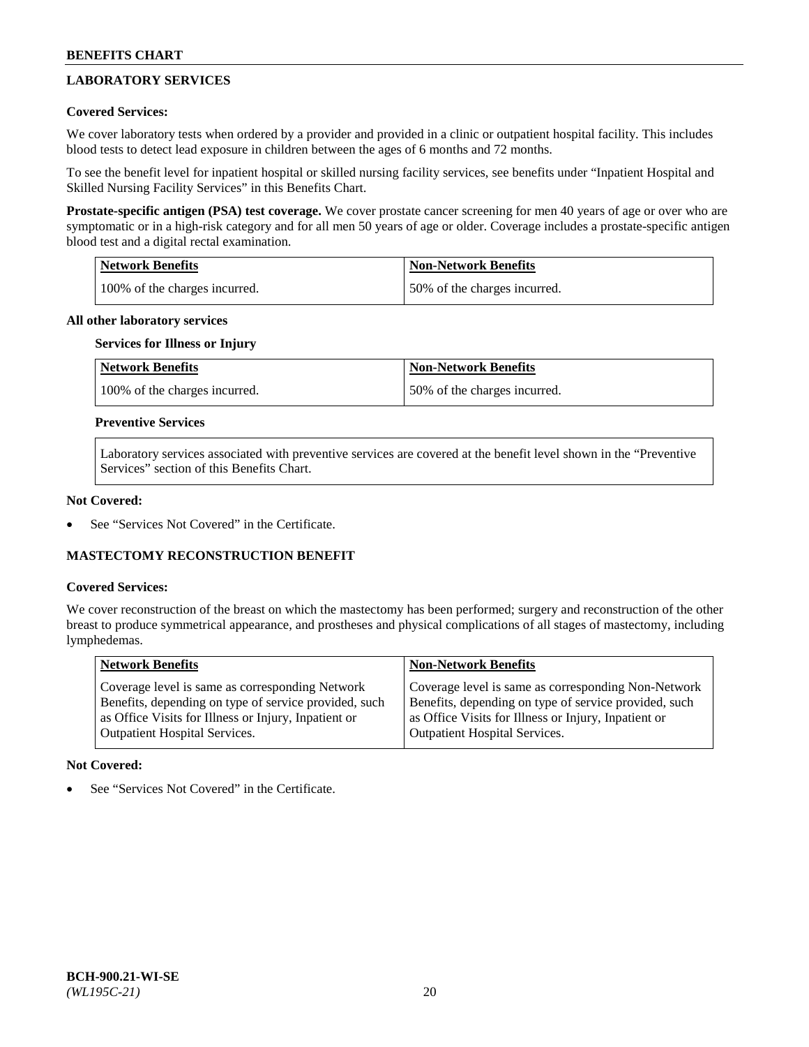## LABORATORY SERVICES

**Covered Services:**

We cover laboratory tests when ordered by a provider and provided in a clinic or outpatient hospital facility. This includes blood tests to detect lead exposure in children between the ages of 6 months and 72 months.

To see the benefit level for inpatient hospital or skilled nursing facility services, see benefits under "Inpatient Hospital and Skilled Nursing Facility Services" in this Benefits Chart.

**Prostate-specific antigen (PSA) test coverage.** We cover prostate cancer screening for men 40 years of age or over who are symptomatic or in a high-risk category and for all men 50 years of age or older. Coverage includes a prostate-specific antigen blood test and a digital rectal examination.

| Network Benefits | Non-Network Benefits |
|---|---|
| 100% of the charges incurred. | 50% of the charges incurred. |

**All other laboratory services**

**Services for Illness or Injury**

| Network Benefits | Non-Network Benefits |
|---|---|
| 100% of the charges incurred. | 50% of the charges incurred. |

**Preventive Services**

Laboratory services associated with preventive services are covered at the benefit level shown in the "Preventive Services" section of this Benefits Chart.

**Not Covered:**

- See "Services Not Covered" in the Certificate.

## MASTECTOMY RECONSTRUCTION BENEFIT

**Covered Services:**

We cover reconstruction of the breast on which the mastectomy has been performed; surgery and reconstruction of the other breast to produce symmetrical appearance, and prostheses and physical complications of all stages of mastectomy, including lymphedemas.

| Network Benefits | Non-Network Benefits |
|---|---|
| Coverage level is same as corresponding Network Benefits, depending on type of service provided, such as Office Visits for Illness or Injury, Inpatient or Outpatient Hospital Services. | Coverage level is same as corresponding Non-Network Benefits, depending on type of service provided, such as Office Visits for Illness or Injury, Inpatient or Outpatient Hospital Services. |

**Not Covered:**

- See "Services Not Covered" in the Certificate.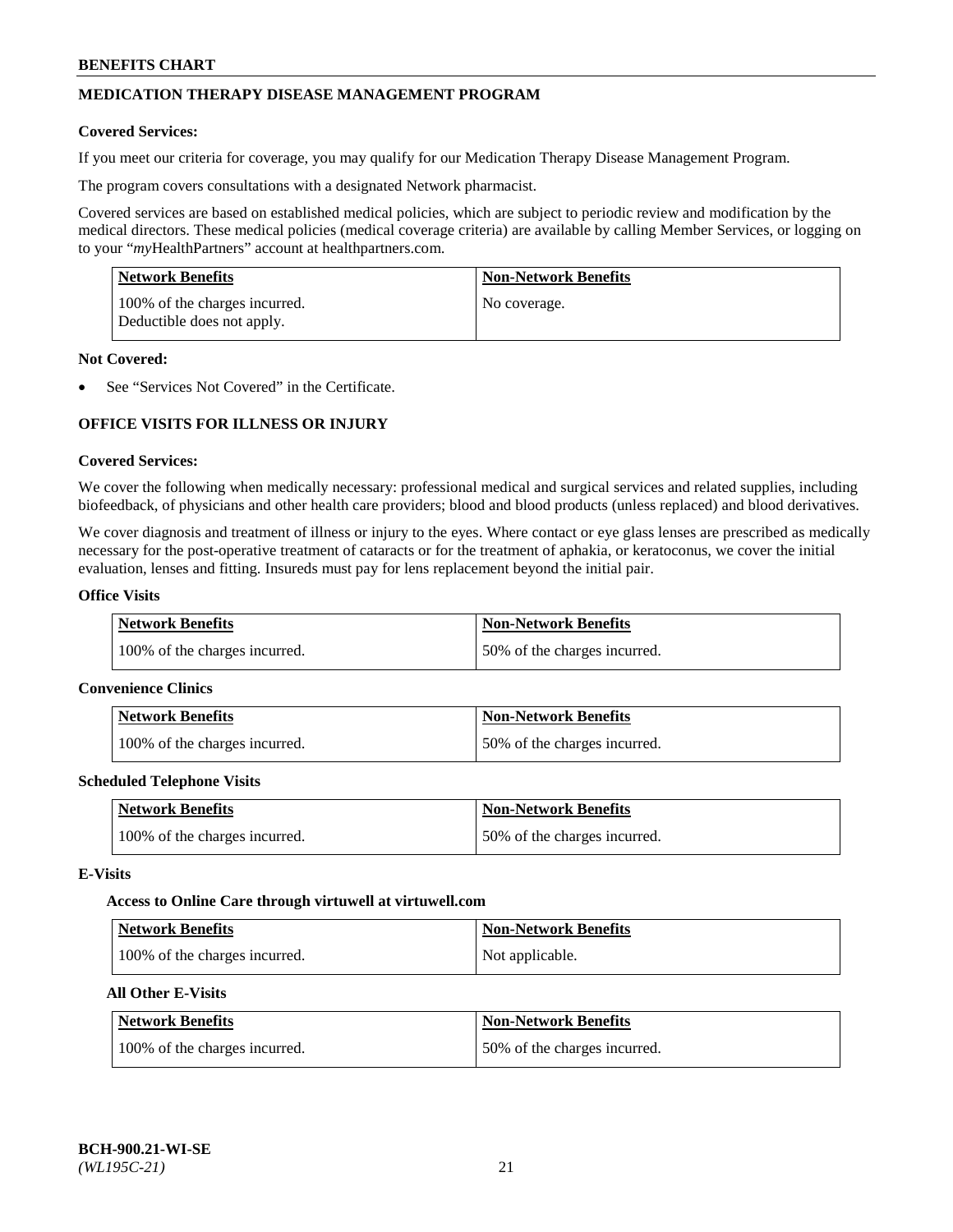## MEDICATION THERAPY DISEASE MANAGEMENT PROGRAM

**Covered Services:**

If you meet our criteria for coverage, you may qualify for our Medication Therapy Disease Management Program.

The program covers consultations with a designated Network pharmacist.

Covered services are based on established medical policies, which are subject to periodic review and modification by the medical directors. These medical policies (medical coverage criteria) are available by calling Member Services, or logging on to your "*my*HealthPartners" account at healthpartners.com.

| Network Benefits | Non-Network Benefits |
|---|---|
| 100% of the charges incurred. Deductible does not apply. | No coverage. |

**Not Covered:**

- See "Services Not Covered" in the Certificate.

## OFFICE VISITS FOR ILLNESS OR INJURY

**Covered Services:**

We cover the following when medically necessary: professional medical and surgical services and related supplies, including biofeedback, of physicians and other health care providers; blood and blood products (unless replaced) and blood derivatives.

We cover diagnosis and treatment of illness or injury to the eyes. Where contact or eye glass lenses are prescribed as medically necessary for the post-operative treatment of cataracts or for the treatment of aphakia, or keratoconus, we cover the initial evaluation, lenses and fitting. Insureds must pay for lens replacement beyond the initial pair.

**Office Visits**

| Network Benefits | Non-Network Benefits |
|---|---|
| 100% of the charges incurred. | 50% of the charges incurred. |

**Convenience Clinics**

| Network Benefits | Non-Network Benefits |
|---|---|
| 100% of the charges incurred. | 50% of the charges incurred. |

**Scheduled Telephone Visits**

| Network Benefits | Non-Network Benefits |
|---|---|
| 100% of the charges incurred. | 50% of the charges incurred. |

**E-Visits**

**Access to Online Care through virtuwell at virtuwell.com**

| Network Benefits | Non-Network Benefits |
|---|---|
| 100% of the charges incurred. | Not applicable. |

**All Other E-Visits**

| Network Benefits | Non-Network Benefits |
|---|---|
| 100% of the charges incurred. | 50% of the charges incurred. |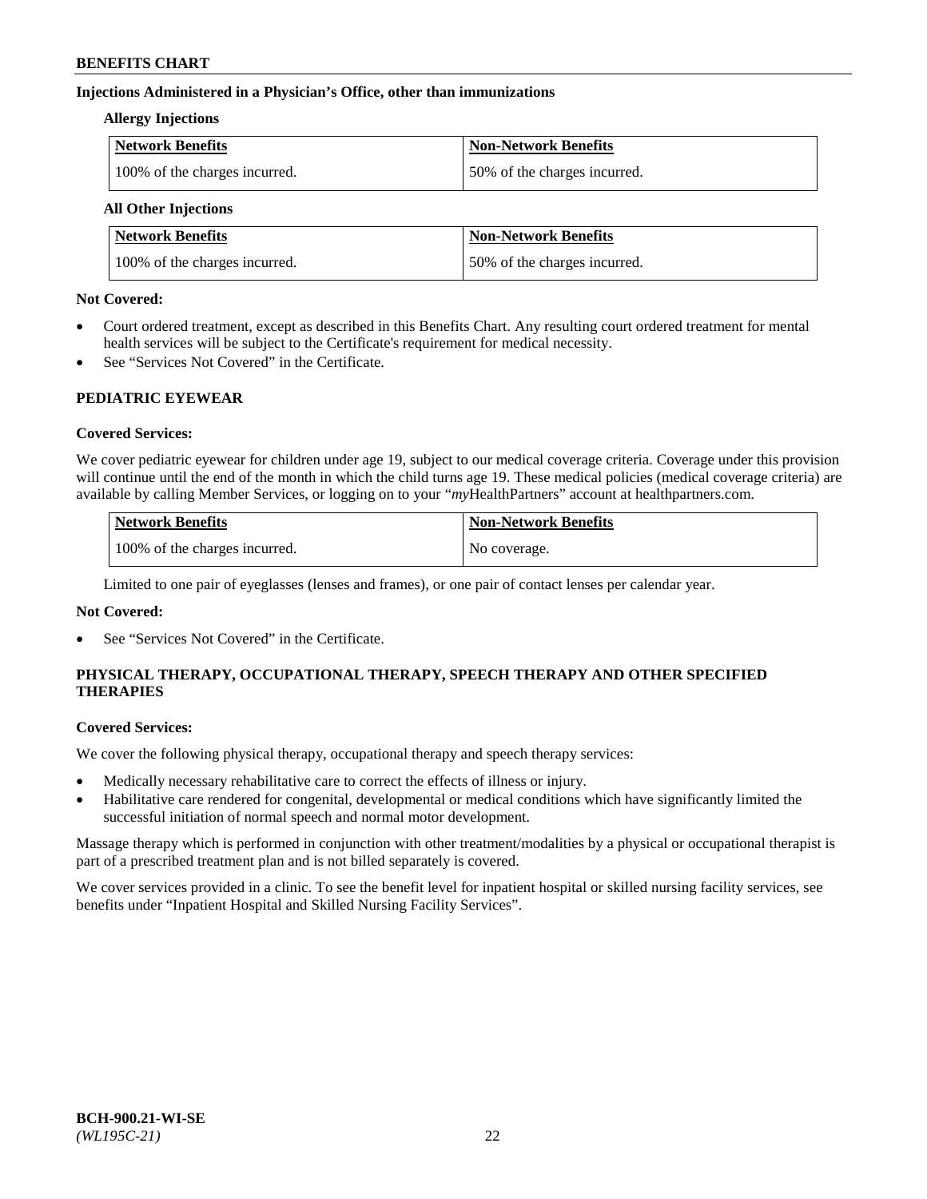**Injections Administered in a Physician's Office, other than immunizations**

**Allergy Injections**

| Network Benefits | Non-Network Benefits |
| --- | --- |
| 100% of the charges incurred. | 50% of the charges incurred. |

**All Other Injections**

| Network Benefits | Non-Network Benefits |
| --- | --- |
| 100% of the charges incurred. | 50% of the charges incurred. |

**Not Covered:**

- Court ordered treatment, except as described in this Benefits Chart. Any resulting court ordered treatment for mental health services will be subject to the Certificate's requirement for medical necessity.
- See "Services Not Covered" in the Certificate.

## PEDIATRIC EYEWEAR

**Covered Services:**

We cover pediatric eyewear for children under age 19, subject to our medical coverage criteria. Coverage under this provision will continue until the end of the month in which the child turns age 19. These medical policies (medical coverage criteria) are available by calling Member Services, or logging on to your "*my*HealthPartners" account at healthpartners.com.

| Network Benefits | Non-Network Benefits |
| --- | --- |
| 100% of the charges incurred. | No coverage. |

Limited to one pair of eyeglasses (lenses and frames), or one pair of contact lenses per calendar year.

**Not Covered:**

- See "Services Not Covered" in the Certificate.

## PHYSICAL THERAPY, OCCUPATIONAL THERAPY, SPEECH THERAPY AND OTHER SPECIFIED THERAPIES

**Covered Services:**

We cover the following physical therapy, occupational therapy and speech therapy services:

- Medically necessary rehabilitative care to correct the effects of illness or injury.
- Habilitative care rendered for congenital, developmental or medical conditions which have significantly limited the successful initiation of normal speech and normal motor development.

Massage therapy which is performed in conjunction with other treatment/modalities by a physical or occupational therapist is part of a prescribed treatment plan and is not billed separately is covered.

We cover services provided in a clinic. To see the benefit level for inpatient hospital or skilled nursing facility services, see benefits under "Inpatient Hospital and Skilled Nursing Facility Services".

BCH-900.21-WI-SE
*(WL195C-21)*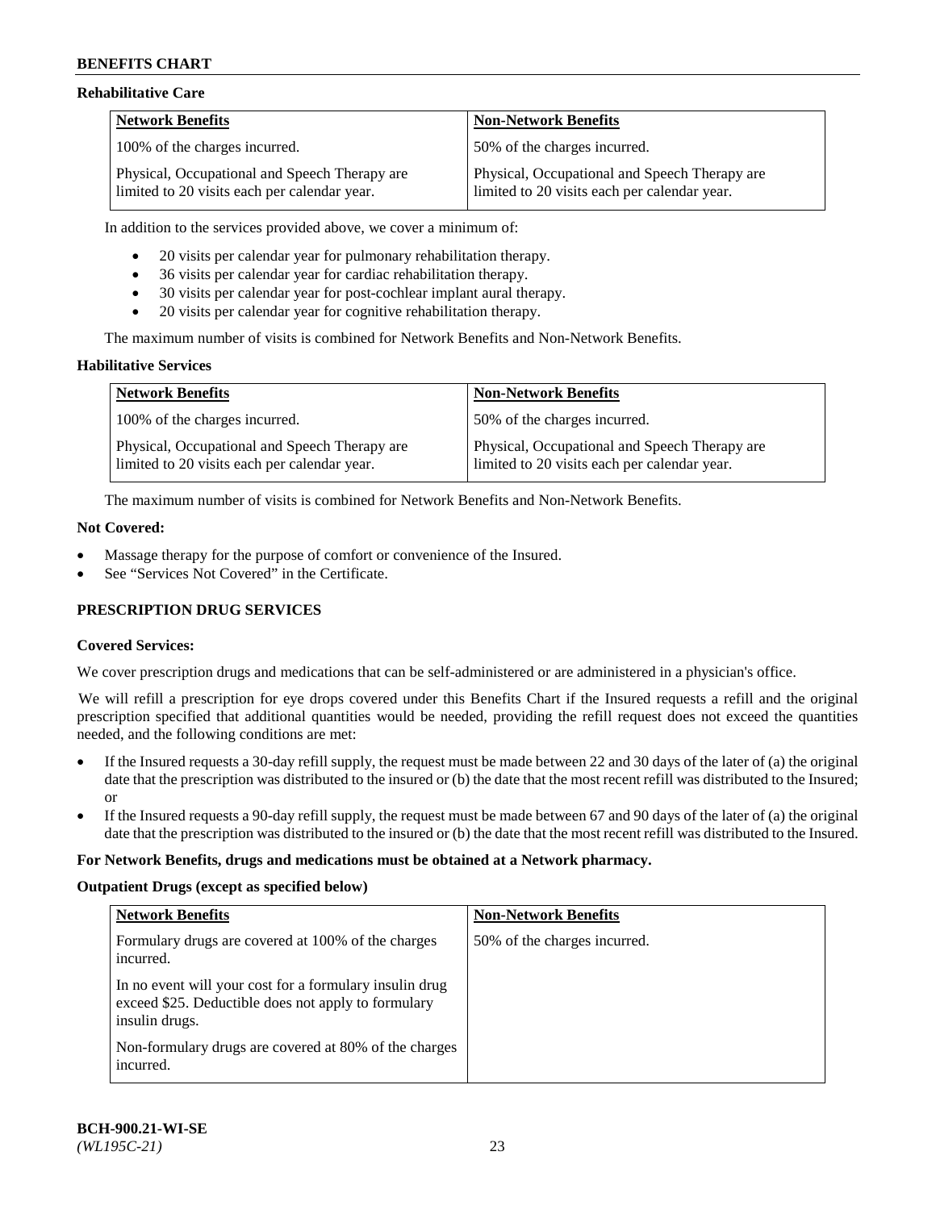### Rehabilitative Care

| Network Benefits | Non-Network Benefits |
| --- | --- |
| 100% of the charges incurred. | 50% of the charges incurred. |
| Physical, Occupational and Speech Therapy are limited to 20 visits each per calendar year. | Physical, Occupational and Speech Therapy are limited to 20 visits each per calendar year. |

In addition to the services provided above, we cover a minimum of:

- 20 visits per calendar year for pulmonary rehabilitation therapy.
- 36 visits per calendar year for cardiac rehabilitation therapy.
- 30 visits per calendar year for post-cochlear implant aural therapy.
- 20 visits per calendar year for cognitive rehabilitation therapy.

The maximum number of visits is combined for Network Benefits and Non-Network Benefits.

### Habilitative Services

| Network Benefits | Non-Network Benefits |
| --- | --- |
| 100% of the charges incurred. | 50% of the charges incurred. |
| Physical, Occupational and Speech Therapy are limited to 20 visits each per calendar year. | Physical, Occupational and Speech Therapy are limited to 20 visits each per calendar year. |

The maximum number of visits is combined for Network Benefits and Non-Network Benefits.

### Not Covered:

- Massage therapy for the purpose of comfort or convenience of the Insured.
- See "Services Not Covered" in the Certificate.

## PRESCRIPTION DRUG SERVICES

### Covered Services:

We cover prescription drugs and medications that can be self-administered or are administered in a physician's office.

We will refill a prescription for eye drops covered under this Benefits Chart if the Insured requests a refill and the original prescription specified that additional quantities would be needed, providing the refill request does not exceed the quantities needed, and the following conditions are met:

- If the Insured requests a 30-day refill supply, the request must be made between 22 and 30 days of the later of (a) the original date that the prescription was distributed to the insured or (b) the date that the most recent refill was distributed to the Insured; or
- If the Insured requests a 90-day refill supply, the request must be made between 67 and 90 days of the later of (a) the original date that the prescription was distributed to the insured or (b) the date that the most recent refill was distributed to the Insured.

**For Network Benefits, drugs and medications must be obtained at a Network pharmacy.**

### Outpatient Drugs (except as specified below)

| Network Benefits | Non-Network Benefits |
| --- | --- |
| Formulary drugs are covered at 100% of the charges incurred.<br><br>In no event will your cost for a formulary insulin drug exceed $25. Deductible does not apply to formulary insulin drugs.<br><br>Non-formulary drugs are covered at 80% of the charges incurred. | 50% of the charges incurred. |

BCH-900.21-WI-SE
*(WL195C-21)*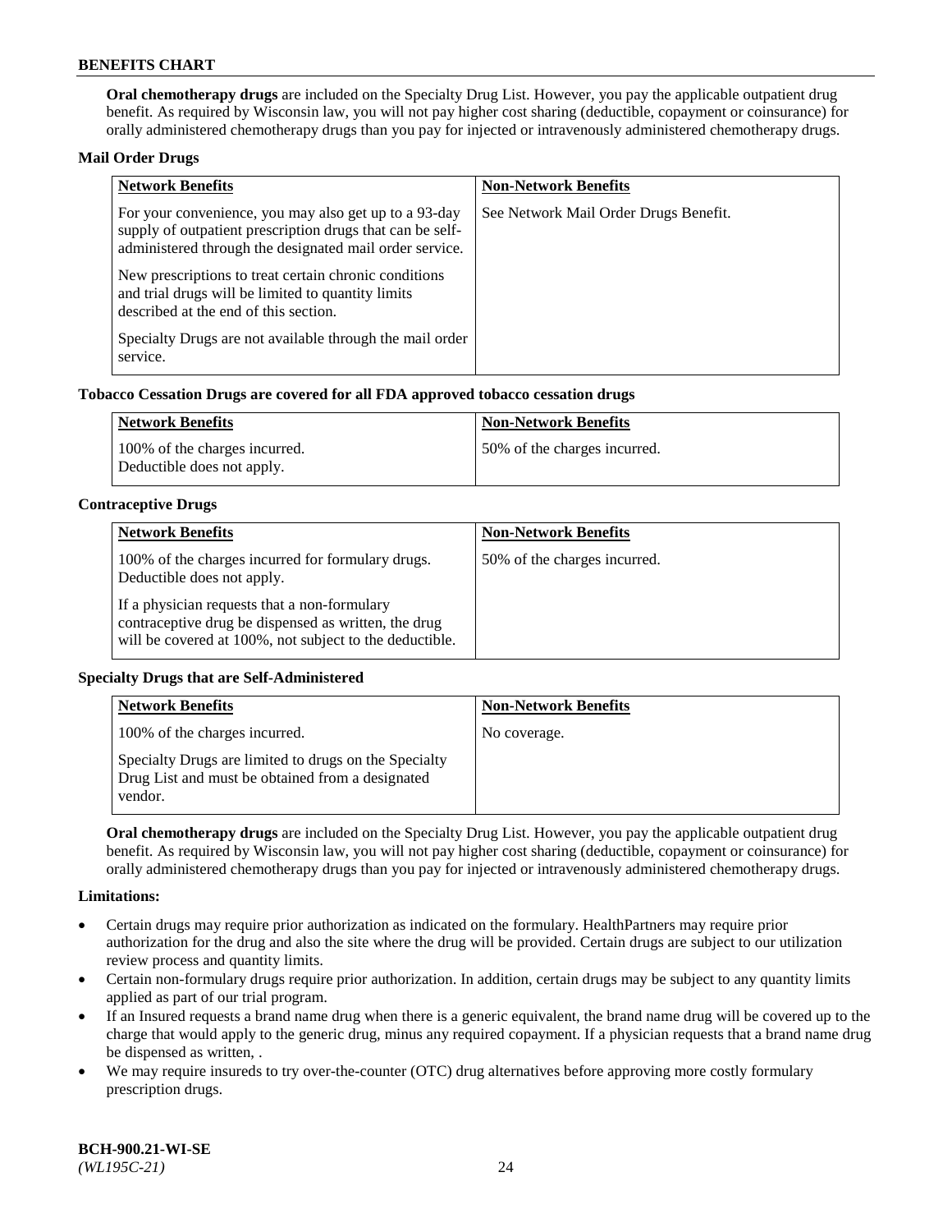**Oral chemotherapy drugs** are included on the Specialty Drug List. However, you pay the applicable outpatient drug benefit. As required by Wisconsin law, you will not pay higher cost sharing (deductible, copayment or coinsurance) for orally administered chemotherapy drugs than you pay for injected or intravenously administered chemotherapy drugs.

**Mail Order Drugs**

| Network Benefits | Non-Network Benefits |
|---|---|
| For your convenience, you may also get up to a 93-day supply of outpatient prescription drugs that can be self-administered through the designated mail order service.<br><br>New prescriptions to treat certain chronic conditions and trial drugs will be limited to quantity limits described at the end of this section.<br><br>Specialty Drugs are not available through the mail order service. | See Network Mail Order Drugs Benefit. |

**Tobacco Cessation Drugs are covered for all FDA approved tobacco cessation drugs**

| Network Benefits | Non-Network Benefits |
|---|---|
| 100% of the charges incurred.<br>Deductible does not apply. | 50% of the charges incurred. |

**Contraceptive Drugs**

| Network Benefits | Non-Network Benefits |
|---|---|
| 100% of the charges incurred for formulary drugs. Deductible does not apply.<br><br>If a physician requests that a non-formulary contraceptive drug be dispensed as written, the drug will be covered at 100%, not subject to the deductible. | 50% of the charges incurred. |

**Specialty Drugs that are Self-Administered**

| Network Benefits | Non-Network Benefits |
|---|---|
| 100% of the charges incurred.<br><br>Specialty Drugs are limited to drugs on the Specialty Drug List and must be obtained from a designated vendor. | No coverage. |

**Oral chemotherapy drugs** are included on the Specialty Drug List. However, you pay the applicable outpatient drug benefit. As required by Wisconsin law, you will not pay higher cost sharing (deductible, copayment or coinsurance) for orally administered chemotherapy drugs than you pay for injected or intravenously administered chemotherapy drugs.

**Limitations:**

- Certain drugs may require prior authorization as indicated on the formulary. HealthPartners may require prior authorization for the drug and also the site where the drug will be provided. Certain drugs are subject to our utilization review process and quantity limits.
- Certain non-formulary drugs require prior authorization. In addition, certain drugs may be subject to any quantity limits applied as part of our trial program.
- If an Insured requests a brand name drug when there is a generic equivalent, the brand name drug will be covered up to the charge that would apply to the generic drug, minus any required copayment. If a physician requests that a brand name drug be dispensed as written, .
- We may require insureds to try over-the-counter (OTC) drug alternatives before approving more costly formulary prescription drugs.

**BCH-900.21-WI-SE**
*(WL195C-21)*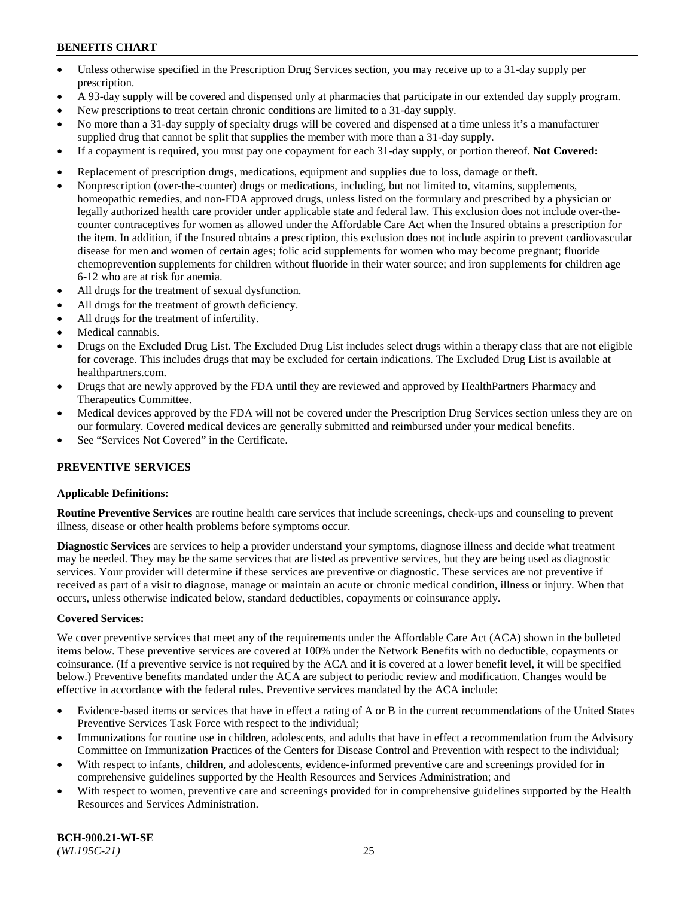- Unless otherwise specified in the Prescription Drug Services section, you may receive up to a 31-day supply per prescription.
- A 93-day supply will be covered and dispensed only at pharmacies that participate in our extended day supply program.
- New prescriptions to treat certain chronic conditions are limited to a 31-day supply.
- No more than a 31-day supply of specialty drugs will be covered and dispensed at a time unless it's a manufacturer supplied drug that cannot be split that supplies the member with more than a 31-day supply.
- If a copayment is required, you must pay one copayment for each 31-day supply, or portion thereof. **Not Covered:**
- Replacement of prescription drugs, medications, equipment and supplies due to loss, damage or theft.
- Nonprescription (over-the-counter) drugs or medications, including, but not limited to, vitamins, supplements, homeopathic remedies, and non-FDA approved drugs, unless listed on the formulary and prescribed by a physician or legally authorized health care provider under applicable state and federal law. This exclusion does not include over-the-counter contraceptives for women as allowed under the Affordable Care Act when the Insured obtains a prescription for the item. In addition, if the Insured obtains a prescription, this exclusion does not include aspirin to prevent cardiovascular disease for men and women of certain ages; folic acid supplements for women who may become pregnant; fluoride chemoprevention supplements for children without fluoride in their water source; and iron supplements for children age 6-12 who are at risk for anemia.
- All drugs for the treatment of sexual dysfunction.
- All drugs for the treatment of growth deficiency.
- All drugs for the treatment of infertility.
- Medical cannabis.
- Drugs on the Excluded Drug List. The Excluded Drug List includes select drugs within a therapy class that are not eligible for coverage. This includes drugs that may be excluded for certain indications. The Excluded Drug List is available at healthpartners.com.
- Drugs that are newly approved by the FDA until they are reviewed and approved by HealthPartners Pharmacy and Therapeutics Committee.
- Medical devices approved by the FDA will not be covered under the Prescription Drug Services section unless they are on our formulary. Covered medical devices are generally submitted and reimbursed under your medical benefits.
- See "Services Not Covered" in the Certificate.

## PREVENTIVE SERVICES

**Applicable Definitions:**

**Routine Preventive Services** are routine health care services that include screenings, check-ups and counseling to prevent illness, disease or other health problems before symptoms occur.

**Diagnostic Services** are services to help a provider understand your symptoms, diagnose illness and decide what treatment may be needed. They may be the same services that are listed as preventive services, but they are being used as diagnostic services. Your provider will determine if these services are preventive or diagnostic. These services are not preventive if received as part of a visit to diagnose, manage or maintain an acute or chronic medical condition, illness or injury. When that occurs, unless otherwise indicated below, standard deductibles, copayments or coinsurance apply.

**Covered Services:**

We cover preventive services that meet any of the requirements under the Affordable Care Act (ACA) shown in the bulleted items below. These preventive services are covered at 100% under the Network Benefits with no deductible, copayments or coinsurance. (If a preventive service is not required by the ACA and it is covered at a lower benefit level, it will be specified below.) Preventive benefits mandated under the ACA are subject to periodic review and modification. Changes would be effective in accordance with the federal rules. Preventive services mandated by the ACA include:

- Evidence-based items or services that have in effect a rating of A or B in the current recommendations of the United States Preventive Services Task Force with respect to the individual;
- Immunizations for routine use in children, adolescents, and adults that have in effect a recommendation from the Advisory Committee on Immunization Practices of the Centers for Disease Control and Prevention with respect to the individual;
- With respect to infants, children, and adolescents, evidence-informed preventive care and screenings provided for in comprehensive guidelines supported by the Health Resources and Services Administration; and
- With respect to women, preventive care and screenings provided for in comprehensive guidelines supported by the Health Resources and Services Administration.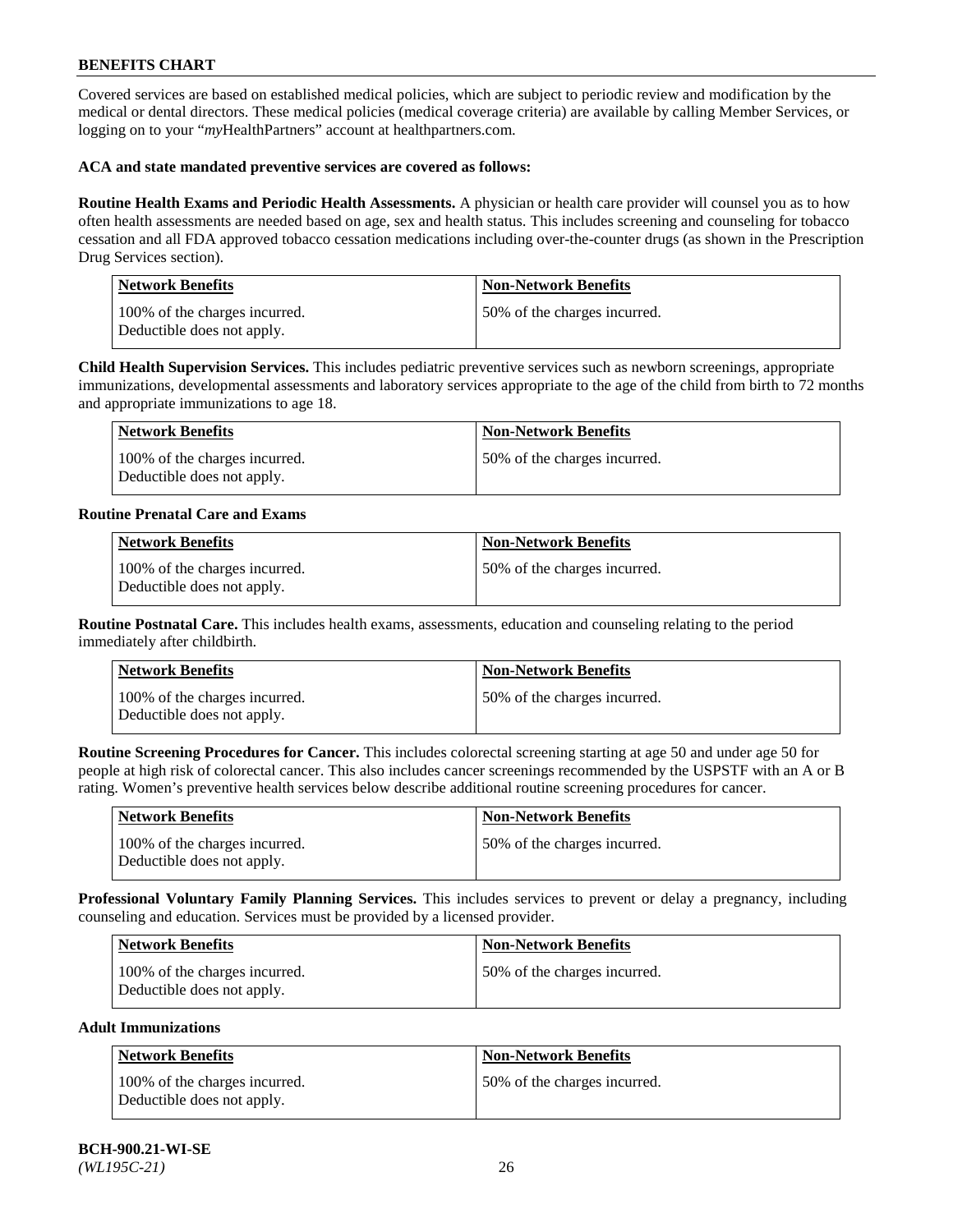## BENEFITS CHART

Covered services are based on established medical policies, which are subject to periodic review and modification by the medical or dental directors. These medical policies (medical coverage criteria) are available by calling Member Services, or logging on to your "*my*HealthPartners" account at healthpartners.com.

**ACA and state mandated preventive services are covered as follows:**

**Routine Health Exams and Periodic Health Assessments.** A physician or health care provider will counsel you as to how often health assessments are needed based on age, sex and health status. This includes screening and counseling for tobacco cessation and all FDA approved tobacco cessation medications including over-the-counter drugs (as shown in the Prescription Drug Services section).

| Network Benefits | Non-Network Benefits |
|---|---|
| 100% of the charges incurred. Deductible does not apply. | 50% of the charges incurred. |

**Child Health Supervision Services.** This includes pediatric preventive services such as newborn screenings, appropriate immunizations, developmental assessments and laboratory services appropriate to the age of the child from birth to 72 months and appropriate immunizations to age 18.

| Network Benefits | Non-Network Benefits |
|---|---|
| 100% of the charges incurred. Deductible does not apply. | 50% of the charges incurred. |

**Routine Prenatal Care and Exams**

| Network Benefits | Non-Network Benefits |
|---|---|
| 100% of the charges incurred. Deductible does not apply. | 50% of the charges incurred. |

**Routine Postnatal Care.** This includes health exams, assessments, education and counseling relating to the period immediately after childbirth.

| Network Benefits | Non-Network Benefits |
|---|---|
| 100% of the charges incurred. Deductible does not apply. | 50% of the charges incurred. |

**Routine Screening Procedures for Cancer.** This includes colorectal screening starting at age 50 and under age 50 for people at high risk of colorectal cancer. This also includes cancer screenings recommended by the USPSTF with an A or B rating. Women's preventive health services below describe additional routine screening procedures for cancer.

| Network Benefits | Non-Network Benefits |
|---|---|
| 100% of the charges incurred. Deductible does not apply. | 50% of the charges incurred. |

**Professional Voluntary Family Planning Services.** This includes services to prevent or delay a pregnancy, including counseling and education. Services must be provided by a licensed provider.

| Network Benefits | Non-Network Benefits |
|---|---|
| 100% of the charges incurred. Deductible does not apply. | 50% of the charges incurred. |

**Adult Immunizations**

| Network Benefits | Non-Network Benefits |
|---|---|
| 100% of the charges incurred. Deductible does not apply. | 50% of the charges incurred. |

**BCH-900.21-WI-SE**
*(WL195C-21)*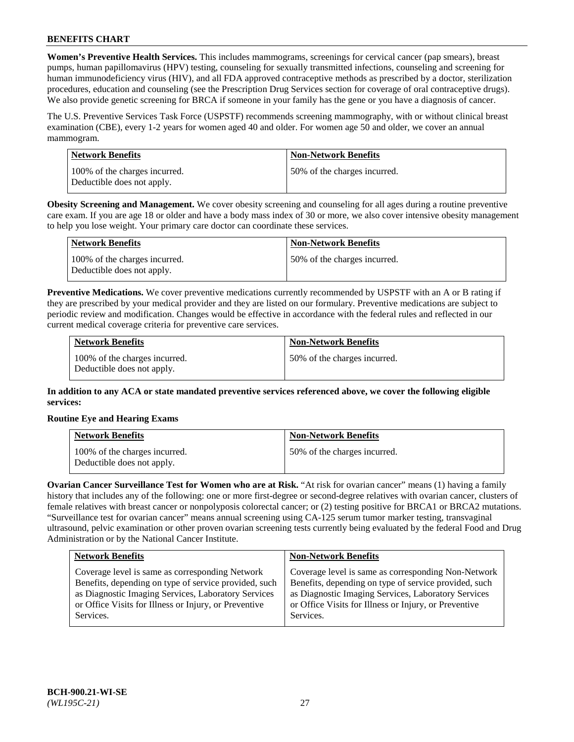**Women's Preventive Health Services.** This includes mammograms, screenings for cervical cancer (pap smears), breast pumps, human papillomavirus (HPV) testing, counseling for sexually transmitted infections, counseling and screening for human immunodeficiency virus (HIV), and all FDA approved contraceptive methods as prescribed by a doctor, sterilization procedures, education and counseling (see the Prescription Drug Services section for coverage of oral contraceptive drugs). We also provide genetic screening for BRCA if someone in your family has the gene or you have a diagnosis of cancer.

The U.S. Preventive Services Task Force (USPSTF) recommends screening mammography, with or without clinical breast examination (CBE), every 1-2 years for women aged 40 and older. For women age 50 and older, we cover an annual mammogram.

| Network Benefits | Non-Network Benefits |
|---|---|
| 100% of the charges incurred. Deductible does not apply. | 50% of the charges incurred. |

**Obesity Screening and Management.** We cover obesity screening and counseling for all ages during a routine preventive care exam. If you are age 18 or older and have a body mass index of 30 or more, we also cover intensive obesity management to help you lose weight. Your primary care doctor can coordinate these services.

| Network Benefits | Non-Network Benefits |
|---|---|
| 100% of the charges incurred. Deductible does not apply. | 50% of the charges incurred. |

**Preventive Medications.** We cover preventive medications currently recommended by USPSTF with an A or B rating if they are prescribed by your medical provider and they are listed on our formulary. Preventive medications are subject to periodic review and modification. Changes would be effective in accordance with the federal rules and reflected in our current medical coverage criteria for preventive care services.

| Network Benefits | Non-Network Benefits |
|---|---|
| 100% of the charges incurred. Deductible does not apply. | 50% of the charges incurred. |

**In addition to any ACA or state mandated preventive services referenced above, we cover the following eligible services:**

**Routine Eye and Hearing Exams**

| Network Benefits | Non-Network Benefits |
|---|---|
| 100% of the charges incurred. Deductible does not apply. | 50% of the charges incurred. |

**Ovarian Cancer Surveillance Test for Women who are at Risk.** "At risk for ovarian cancer" means (1) having a family history that includes any of the following: one or more first-degree or second-degree relatives with ovarian cancer, clusters of female relatives with breast cancer or nonpolyposis colorectal cancer; or (2) testing positive for BRCA1 or BRCA2 mutations. "Surveillance test for ovarian cancer" means annual screening using CA-125 serum tumor marker testing, transvaginal ultrasound, pelvic examination or other proven ovarian screening tests currently being evaluated by the federal Food and Drug Administration or by the National Cancer Institute.

| Network Benefits | Non-Network Benefits |
|---|---|
| Coverage level is same as corresponding Network Benefits, depending on type of service provided, such as Diagnostic Imaging Services, Laboratory Services or Office Visits for Illness or Injury, or Preventive Services. | Coverage level is same as corresponding Non-Network Benefits, depending on type of service provided, such as Diagnostic Imaging Services, Laboratory Services or Office Visits for Illness or Injury, or Preventive Services. |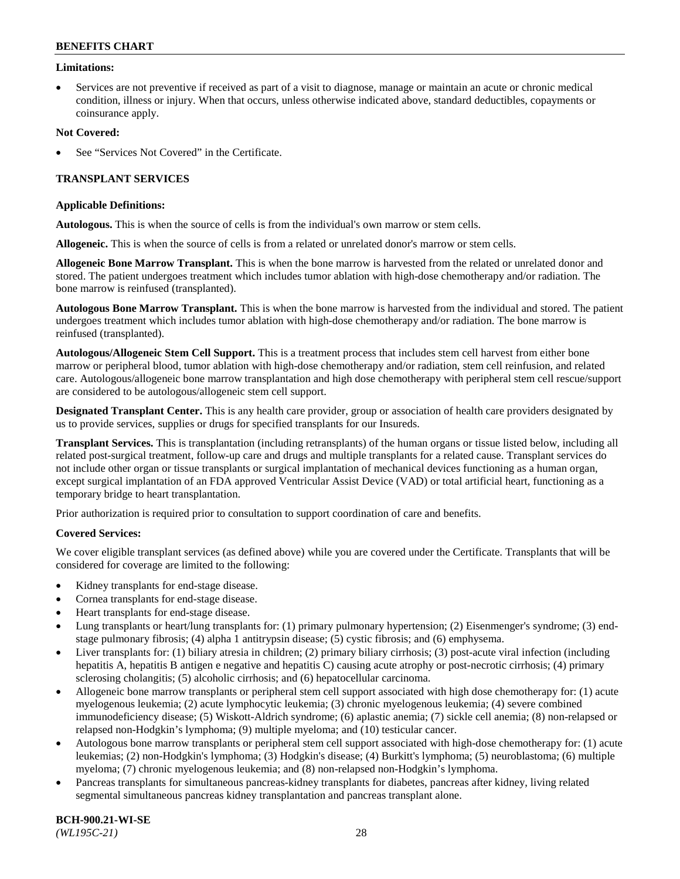**Limitations:**

- Services are not preventive if received as part of a visit to diagnose, manage or maintain an acute or chronic medical condition, illness or injury. When that occurs, unless otherwise indicated above, standard deductibles, copayments or coinsurance apply.

**Not Covered:**

- See "Services Not Covered" in the Certificate.

## TRANSPLANT SERVICES

**Applicable Definitions:**

**Autologous.** This is when the source of cells is from the individual's own marrow or stem cells.

**Allogeneic.** This is when the source of cells is from a related or unrelated donor's marrow or stem cells.

**Allogeneic Bone Marrow Transplant.** This is when the bone marrow is harvested from the related or unrelated donor and stored. The patient undergoes treatment which includes tumor ablation with high-dose chemotherapy and/or radiation. The bone marrow is reinfused (transplanted).

**Autologous Bone Marrow Transplant.** This is when the bone marrow is harvested from the individual and stored. The patient undergoes treatment which includes tumor ablation with high-dose chemotherapy and/or radiation. The bone marrow is reinfused (transplanted).

**Autologous/Allogeneic Stem Cell Support.** This is a treatment process that includes stem cell harvest from either bone marrow or peripheral blood, tumor ablation with high-dose chemotherapy and/or radiation, stem cell reinfusion, and related care. Autologous/allogeneic bone marrow transplantation and high dose chemotherapy with peripheral stem cell rescue/support are considered to be autologous/allogeneic stem cell support.

**Designated Transplant Center.** This is any health care provider, group or association of health care providers designated by us to provide services, supplies or drugs for specified transplants for our Insureds.

**Transplant Services.** This is transplantation (including retransplants) of the human organs or tissue listed below, including all related post-surgical treatment, follow-up care and drugs and multiple transplants for a related cause. Transplant services do not include other organ or tissue transplants or surgical implantation of mechanical devices functioning as a human organ, except surgical implantation of an FDA approved Ventricular Assist Device (VAD) or total artificial heart, functioning as a temporary bridge to heart transplantation.

Prior authorization is required prior to consultation to support coordination of care and benefits.

**Covered Services:**

We cover eligible transplant services (as defined above) while you are covered under the Certificate. Transplants that will be considered for coverage are limited to the following:

- Kidney transplants for end-stage disease.
- Cornea transplants for end-stage disease.
- Heart transplants for end-stage disease.
- Lung transplants or heart/lung transplants for: (1) primary pulmonary hypertension; (2) Eisenmenger's syndrome; (3) end-stage pulmonary fibrosis; (4) alpha 1 antitrypsin disease; (5) cystic fibrosis; and (6) emphysema.
- Liver transplants for: (1) biliary atresia in children; (2) primary biliary cirrhosis; (3) post-acute viral infection (including hepatitis A, hepatitis B antigen e negative and hepatitis C) causing acute atrophy or post-necrotic cirrhosis; (4) primary sclerosing cholangitis; (5) alcoholic cirrhosis; and (6) hepatocellular carcinoma.
- Allogeneic bone marrow transplants or peripheral stem cell support associated with high dose chemotherapy for: (1) acute myelogenous leukemia; (2) acute lymphocytic leukemia; (3) chronic myelogenous leukemia; (4) severe combined immunodeficiency disease; (5) Wiskott-Aldrich syndrome; (6) aplastic anemia; (7) sickle cell anemia; (8) non-relapsed or relapsed non-Hodgkin's lymphoma; (9) multiple myeloma; and (10) testicular cancer.
- Autologous bone marrow transplants or peripheral stem cell support associated with high-dose chemotherapy for: (1) acute leukemias; (2) non-Hodgkin's lymphoma; (3) Hodgkin's disease; (4) Burkitt's lymphoma; (5) neuroblastoma; (6) multiple myeloma; (7) chronic myelogenous leukemia; and (8) non-relapsed non-Hodgkin's lymphoma.
- Pancreas transplants for simultaneous pancreas-kidney transplants for diabetes, pancreas after kidney, living related segmental simultaneous pancreas kidney transplantation and pancreas transplant alone.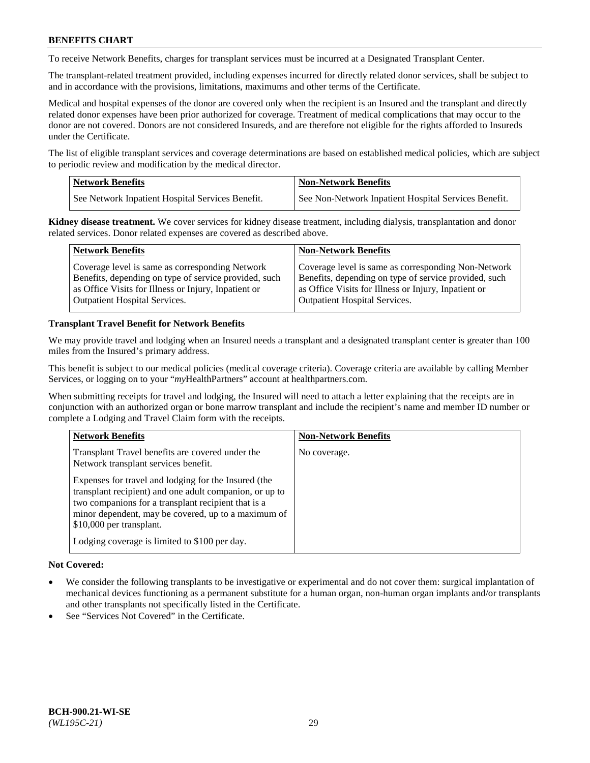To receive Network Benefits, charges for transplant services must be incurred at a Designated Transplant Center.

The transplant-related treatment provided, including expenses incurred for directly related donor services, shall be subject to and in accordance with the provisions, limitations, maximums and other terms of the Certificate.

Medical and hospital expenses of the donor are covered only when the recipient is an Insured and the transplant and directly related donor expenses have been prior authorized for coverage. Treatment of medical complications that may occur to the donor are not covered. Donors are not considered Insureds, and are therefore not eligible for the rights afforded to Insureds under the Certificate.

The list of eligible transplant services and coverage determinations are based on established medical policies, which are subject to periodic review and modification by the medical director.

| Network Benefits | Non-Network Benefits |
|---|---|
| See Network Inpatient Hospital Services Benefit. | See Non-Network Inpatient Hospital Services Benefit. |

**Kidney disease treatment.** We cover services for kidney disease treatment, including dialysis, transplantation and donor related services. Donor related expenses are covered as described above.

| Network Benefits | Non-Network Benefits |
|---|---|
| Coverage level is same as corresponding Network Benefits, depending on type of service provided, such as Office Visits for Illness or Injury, Inpatient or Outpatient Hospital Services. | Coverage level is same as corresponding Non-Network Benefits, depending on type of service provided, such as Office Visits for Illness or Injury, Inpatient or Outpatient Hospital Services. |

**Transplant Travel Benefit for Network Benefits**

We may provide travel and lodging when an Insured needs a transplant and a designated transplant center is greater than 100 miles from the Insured's primary address.

This benefit is subject to our medical policies (medical coverage criteria). Coverage criteria are available by calling Member Services, or logging on to your "*my*HealthPartners" account at healthpartners.com.

When submitting receipts for travel and lodging, the Insured will need to attach a letter explaining that the receipts are in conjunction with an authorized organ or bone marrow transplant and include the recipient's name and member ID number or complete a Lodging and Travel Claim form with the receipts.

| Network Benefits | Non-Network Benefits |
|---|---|
| Transplant Travel benefits are covered under the Network transplant services benefit.<br><br>Expenses for travel and lodging for the Insured (the transplant recipient) and one adult companion, or up to two companions for a transplant recipient that is a minor dependent, may be covered, up to a maximum of $10,000 per transplant.<br><br>Lodging coverage is limited to $100 per day. | No coverage. |

**Not Covered:**

- We consider the following transplants to be investigative or experimental and do not cover them: surgical implantation of mechanical devices functioning as a permanent substitute for a human organ, non-human organ implants and/or transplants and other transplants not specifically listed in the Certificate.
- See "Services Not Covered" in the Certificate.